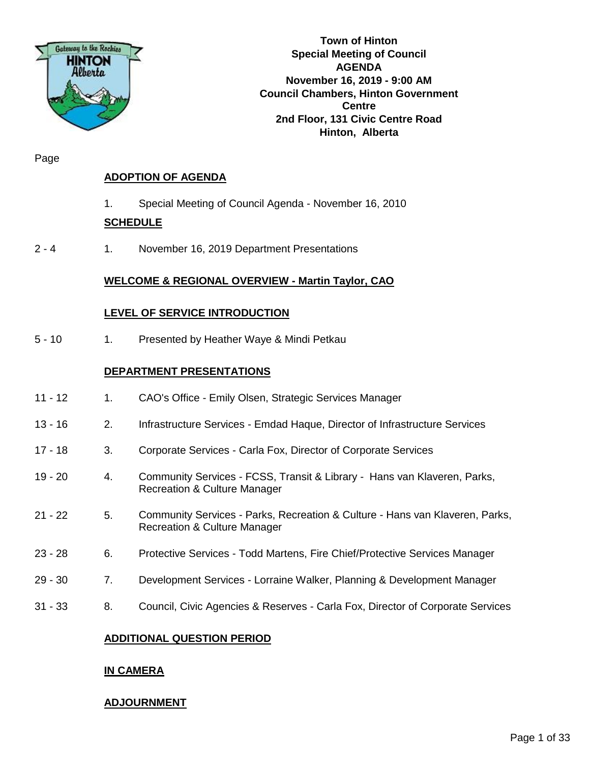**Town of Hinton**
**Special Meeting of Council**
**AGENDA**
**November 16, 2019 - 9:00 AM**
**Council Chambers, Hinton Government Centre**
**2nd Floor, 131 Civic Centre Road**
**Hinton, Alberta**

| Page | | |
|---|---|---|
| | | **ADOPTION OF AGENDA** |
| | 1. | Special Meeting of Council Agenda - November 16, 2010 |
| | | **SCHEDULE** |
| 2 - 4 | 1. | November 16, 2019 Department Presentations |
| | | **WELCOME & REGIONAL OVERVIEW - Martin Taylor, CAO** |
| | | **LEVEL OF SERVICE INTRODUCTION** |
| 5 - 10 | 1. | Presented by Heather Waye & Mindi Petkau |
| | | **DEPARTMENT PRESENTATIONS** |
| 11 - 12 | 1. | CAO's Office - Emily Olsen, Strategic Services Manager |
| 13 - 16 | 2. | Infrastructure Services - Emdad Haque, Director of Infrastructure Services |
| 17 - 18 | 3. | Corporate Services - Carla Fox, Director of Corporate Services |
| 19 - 20 | 4. | Community Services - FCSS, Transit & Library - Hans van Klaveren, Parks, Recreation & Culture Manager |
| 21 - 22 | 5. | Community Services - Parks, Recreation & Culture - Hans van Klaveren, Parks, Recreation & Culture Manager |
| 23 - 28 | 6. | Protective Services - Todd Martens, Fire Chief/Protective Services Manager |
| 29 - 30 | 7. | Development Services - Lorraine Walker, Planning & Development Manager |
| 31 - 33 | 8. | Council, Civic Agencies & Reserves - Carla Fox, Director of Corporate Services |
| | | **ADDITIONAL QUESTION PERIOD** |
| | | **IN CAMERA** |
| | | **ADJOURNMENT** |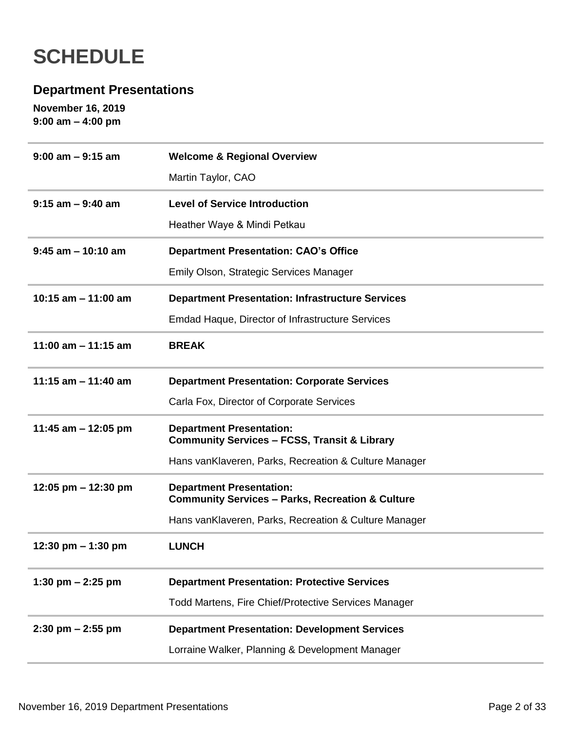# SCHEDULE

## Department Presentations

**November 16, 2019**
**9:00 am – 4:00 pm**

| Time | Session |
|---|---|
| **9:00 am – 9:15 am** | **Welcome & Regional Overview**<br>Martin Taylor, CAO |
| **9:15 am – 9:40 am** | **Level of Service Introduction**<br>Heather Waye & Mindi Petkau |
| **9:45 am – 10:10 am** | **Department Presentation: CAO's Office**<br>Emily Olson, Strategic Services Manager |
| **10:15 am – 11:00 am** | **Department Presentation: Infrastructure Services**<br>Emdad Haque, Director of Infrastructure Services |
| **11:00 am – 11:15 am** | **BREAK** |
| **11:15 am – 11:40 am** | **Department Presentation: Corporate Services**<br>Carla Fox, Director of Corporate Services |
| **11:45 am – 12:05 pm** | **Department Presentation: Community Services – FCSS, Transit & Library**<br>Hans vanKlaveren, Parks, Recreation & Culture Manager |
| **12:05 pm – 12:30 pm** | **Department Presentation: Community Services – Parks, Recreation & Culture**<br>Hans vanKlaveren, Parks, Recreation & Culture Manager |
| **12:30 pm – 1:30 pm** | **LUNCH** |
| **1:30 pm – 2:25 pm** | **Department Presentation: Protective Services**<br>Todd Martens, Fire Chief/Protective Services Manager |
| **2:30 pm – 2:55 pm** | **Department Presentation: Development Services**<br>Lorraine Walker, Planning & Development Manager |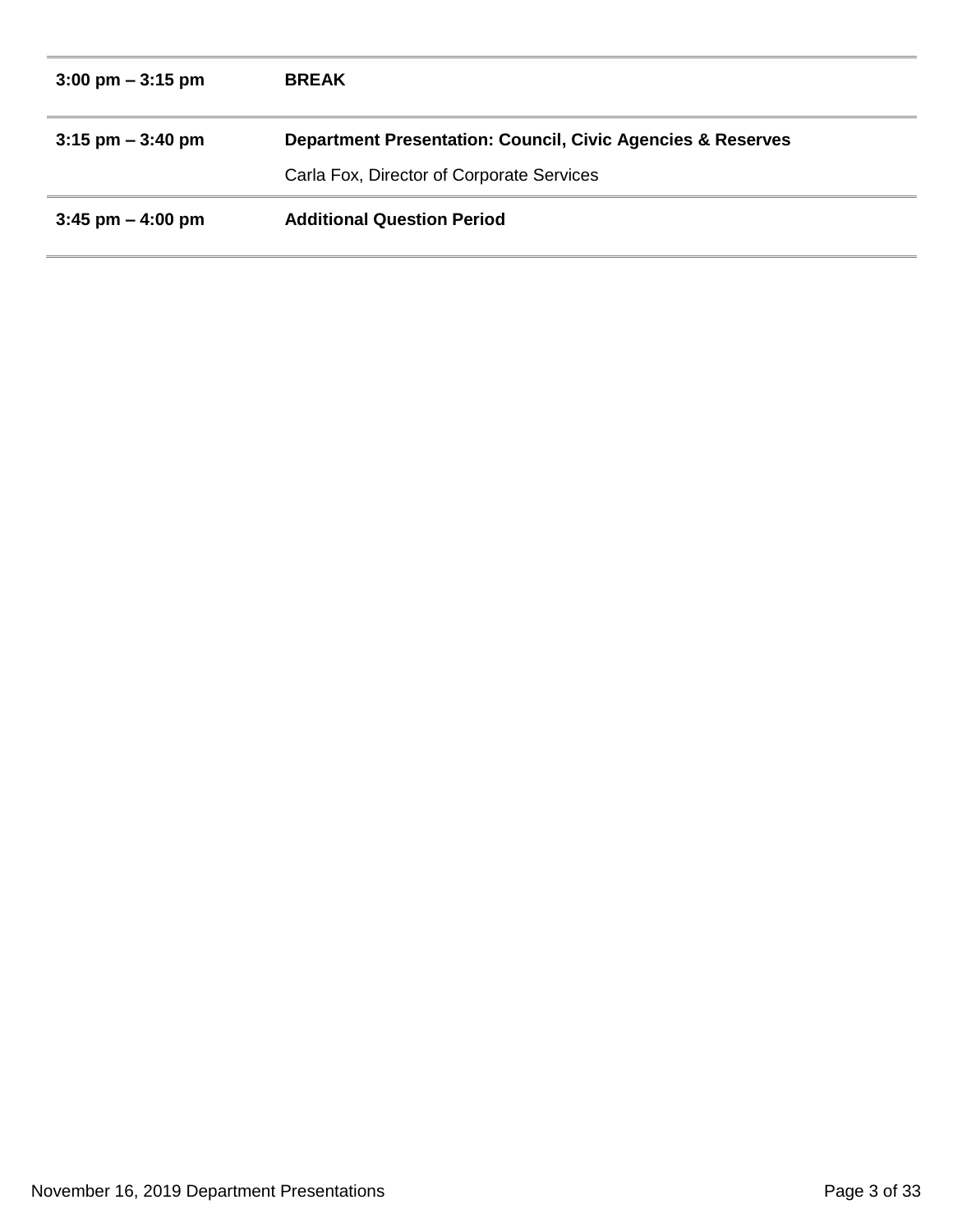| | |
|---|---|
| **3:00 pm – 3:15 pm** | **BREAK** |
| **3:15 pm – 3:40 pm** | **Department Presentation: Council, Civic Agencies & Reserves**<br>Carla Fox, Director of Corporate Services |
| **3:45 pm – 4:00 pm** | **Additional Question Period** |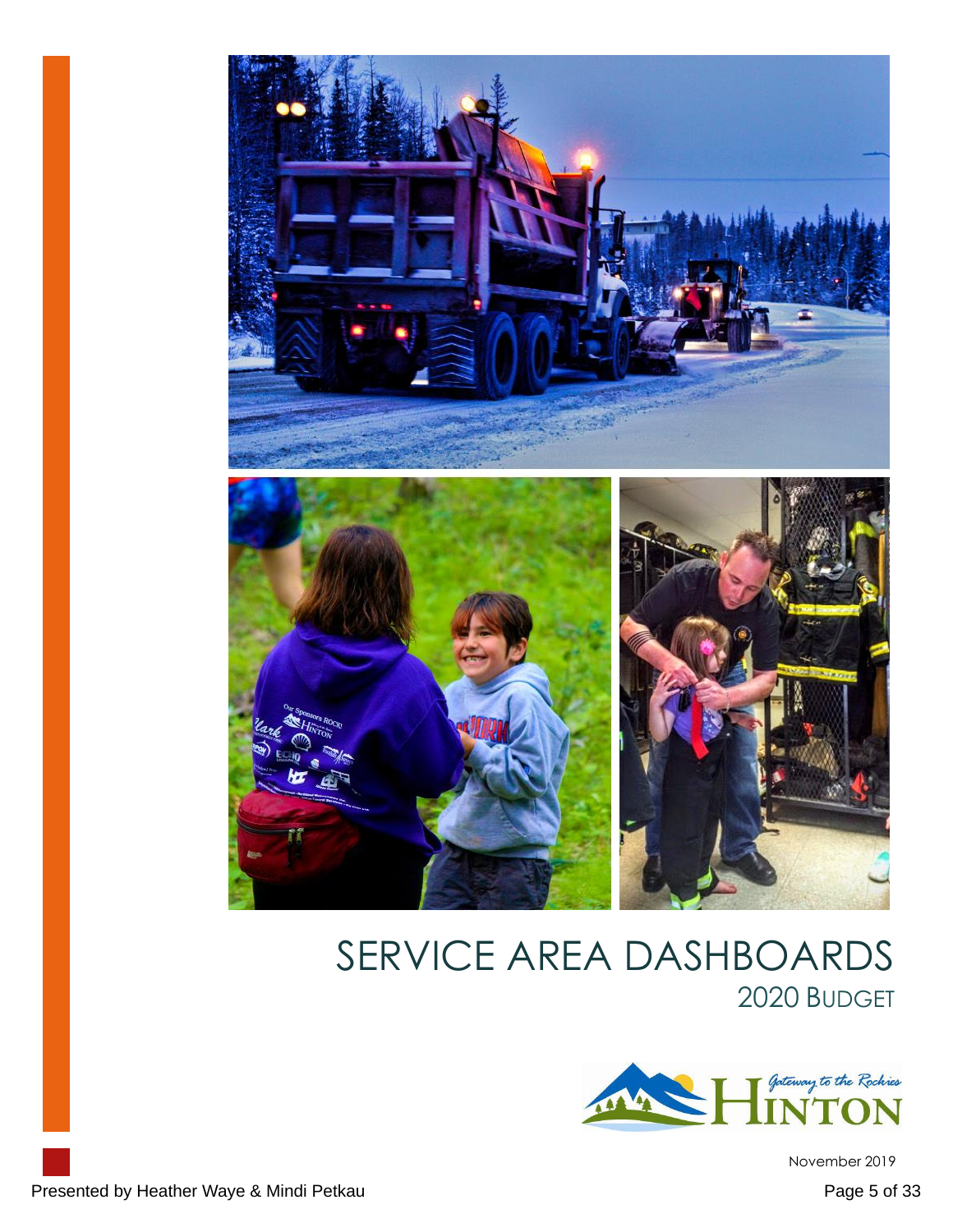# SERVICE AREA DASHBOARDS

## 2020 BUDGET

Gateway to the Rockies
HINTON

November 2019

Presented by Heather Waye & Mindi Petkau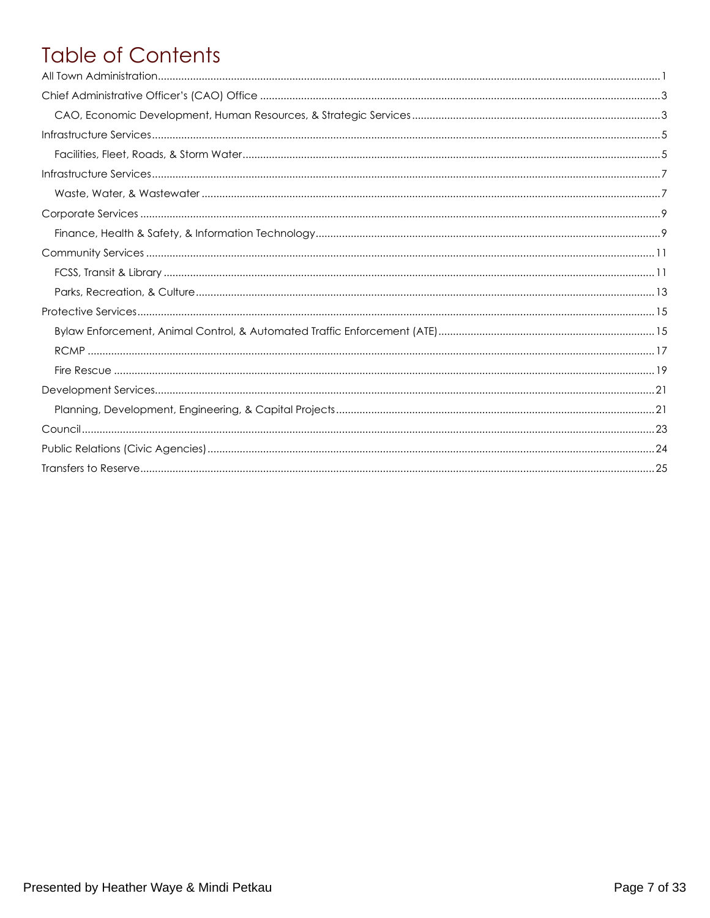# Table of Contents

- All Town Administration ... 1
- Chief Administrative Officer's (CAO) Office ... 3
  - CAO, Economic Development, Human Resources, & Strategic Services ... 3
- Infrastructure Services ... 5
  - Facilities, Fleet, Roads, & Storm Water ... 5
- Infrastructure Services ... 7
  - Waste, Water, & Wastewater ... 7
- Corporate Services ... 9
  - Finance, Health & Safety, & Information Technology ... 9
- Community Services ... 11
  - FCSS, Transit & Library ... 11
  - Parks, Recreation, & Culture ... 13
- Protective Services ... 15
  - Bylaw Enforcement, Animal Control, & Automated Traffic Enforcement (ATE) ... 15
  - RCMP ... 17
  - Fire Rescue ... 19
- Development Services ... 21
  - Planning, Development, Engineering, & Capital Projects ... 21
- Council ... 23
- Public Relations (Civic Agencies) ... 24
- Transfers to Reserve ... 25

Presented by Heather Waye & Mindi Petkau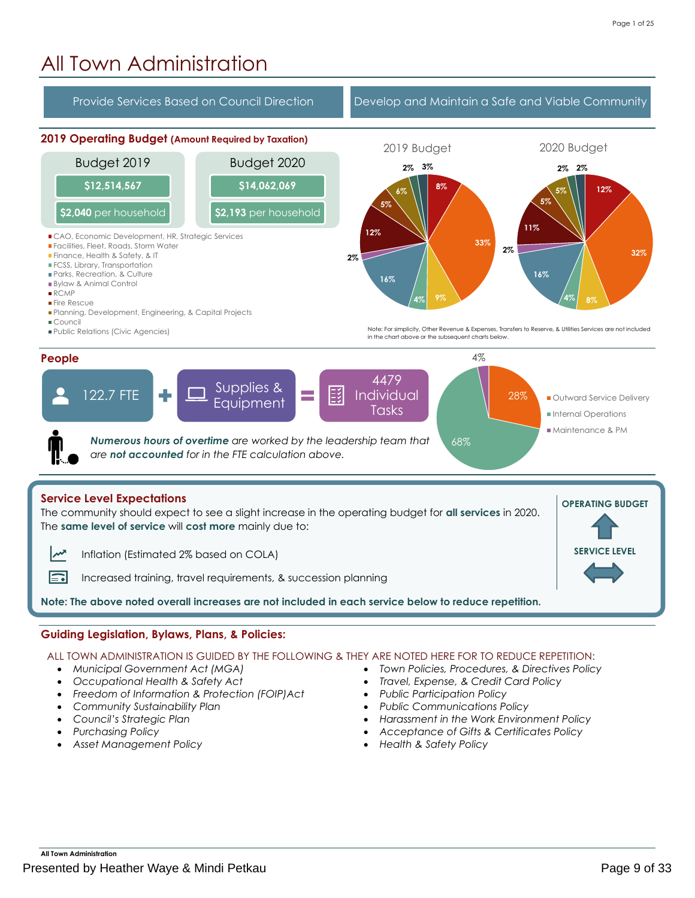# All Town Administration

Provide Services Based on Council Direction | Develop and Maintain a Safe and Viable Community

## 2019 Operating Budget (Amount Required by Taxation)

| Budget 2019 | Budget 2020 |
|---|---|
| $12,514,567 | $14,062,069 |
| $2,040 per household | $2,193 per household |

- CAO, Economic Development, HR, Strategic Services
- Facilities, Fleet, Roads, Storm Water
- Finance, Health & Safety, & IT
- FCSS, Library, Transportation
- Parks, Recreation, & Culture
- Bylaw & Animal Control
- RCMP
- Fire Rescue
- Planning, Development, Engineering, & Capital Projects
- Council
- Public Relations (Civic Agencies)

| Category | 2019 Budget | 2020 Budget |
|---|---|---|
| CAO, Economic Development, HR, Strategic Services | 8% | 12% |
| Facilities, Fleet, Roads, Storm Water | 33% | 32% |
| Finance, Health & Safety, & IT | 9% | 8% |
| FCSS, Library, Transportation | 4% | 4% |
| Parks, Recreation, & Culture | 16% | 16% |
| Bylaw & Animal Control | 2% | 2% |
| RCMP | 12% | 11% |
| Fire Rescue | 5% | 5% |
| Planning, Development, Engineering, & Capital Projects | 6% | 5% |
| Council | 2% | 2% |
| Public Relations (Civic Agencies) | 3% | 2% |

Note: For simplicity, Other Revenue & Expenses, Transfers to Reserve, & Utilities Services are not included in the chart above or the subsequent charts below.

## People

122.7 FTE + Supplies & Equipment = 4479 Individual Tasks

- Outward Service Delivery: 28%
- Internal Operations: 68%
- Maintenance & PM: 4%

***Numerous hours of overtime*** *are worked by the leadership team that are* ***not accounted*** *for in the FTE calculation above.*

## Service Level Expectations

The community should expect to see a slight increase in the operating budget for **all services** in 2020. The **same level of service** will **cost more** mainly due to:

- Inflation (Estimated 2% based on COLA)
- Increased training, travel requirements, & succession planning

**Note: The above noted overall increases are not included in each service below to reduce repetition.**

**OPERATING BUDGET** ↑

**SERVICE LEVEL** ↔

## Guiding Legislation, Bylaws, Plans, & Policies:

ALL TOWN ADMINISTRATION IS GUIDED BY THE FOLLOWING & THEY ARE NOTED HERE FOR TO REDUCE REPETITION:

- *Municipal Government Act (MGA)*
- *Occupational Health & Safety Act*
- *Freedom of Information & Protection (FOIP)Act*
- *Community Sustainability Plan*
- *Council's Strategic Plan*
- *Purchasing Policy*
- *Asset Management Policy*
- *Town Policies, Procedures, & Directives Policy*
- *Travel, Expense, & Credit Card Policy*
- *Public Participation Policy*
- *Public Communications Policy*
- *Harassment in the Work Environment Policy*
- *Acceptance of Gifts & Certificates Policy*
- *Health & Safety Policy*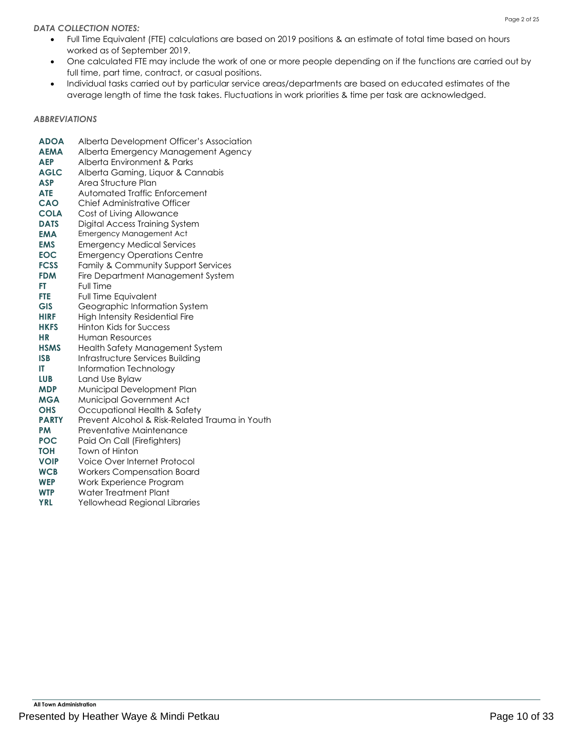*DATA COLLECTION NOTES:*

- Full Time Equivalent (FTE) calculations are based on 2019 positions & an estimate of total time based on hours worked as of September 2019.
- One calculated FTE may include the work of one or more people depending on if the functions are carried out by full time, part time, contract, or casual positions.
- Individual tasks carried out by particular service areas/departments are based on educated estimates of the average length of time the task takes. Fluctuations in work priorities & time per task are acknowledged.

*ABBREVIATIONS*

| | |
|---|---|
| **ADOA** | Alberta Development Officer's Association |
| **AEMA** | Alberta Emergency Management Agency |
| **AEP** | Alberta Environment & Parks |
| **AGLC** | Alberta Gaming, Liquor & Cannabis |
| **ASP** | Area Structure Plan |
| **ATE** | Automated Traffic Enforcement |
| **CAO** | Chief Administrative Officer |
| **COLA** | Cost of Living Allowance |
| **DATS** | Digital Access Training System |
| **EMA** | Emergency Management Act |
| **EMS** | Emergency Medical Services |
| **EOC** | Emergency Operations Centre |
| **FCSS** | Family & Community Support Services |
| **FDM** | Fire Department Management System |
| **FT** | Full Time |
| **FTE** | Full Time Equivalent |
| **GIS** | Geographic Information System |
| **HIRF** | High Intensity Residential Fire |
| **HKFS** | Hinton Kids for Success |
| **HR** | Human Resources |
| **HSMS** | Health Safety Management System |
| **ISB** | Infrastructure Services Building |
| **IT** | Information Technology |
| **LUB** | Land Use Bylaw |
| **MDP** | Municipal Development Plan |
| **MGA** | Municipal Government Act |
| **OHS** | Occupational Health & Safety |
| **PARTY** | Prevent Alcohol & Risk-Related Trauma in Youth |
| **PM** | Preventative Maintenance |
| **POC** | Paid On Call (Firefighters) |
| **TOH** | Town of Hinton |
| **VOIP** | Voice Over Internet Protocol |
| **WCB** | Workers Compensation Board |
| **WEP** | Work Experience Program |
| **WTP** | Water Treatment Plant |
| **YRL** | Yellowhead Regional Libraries |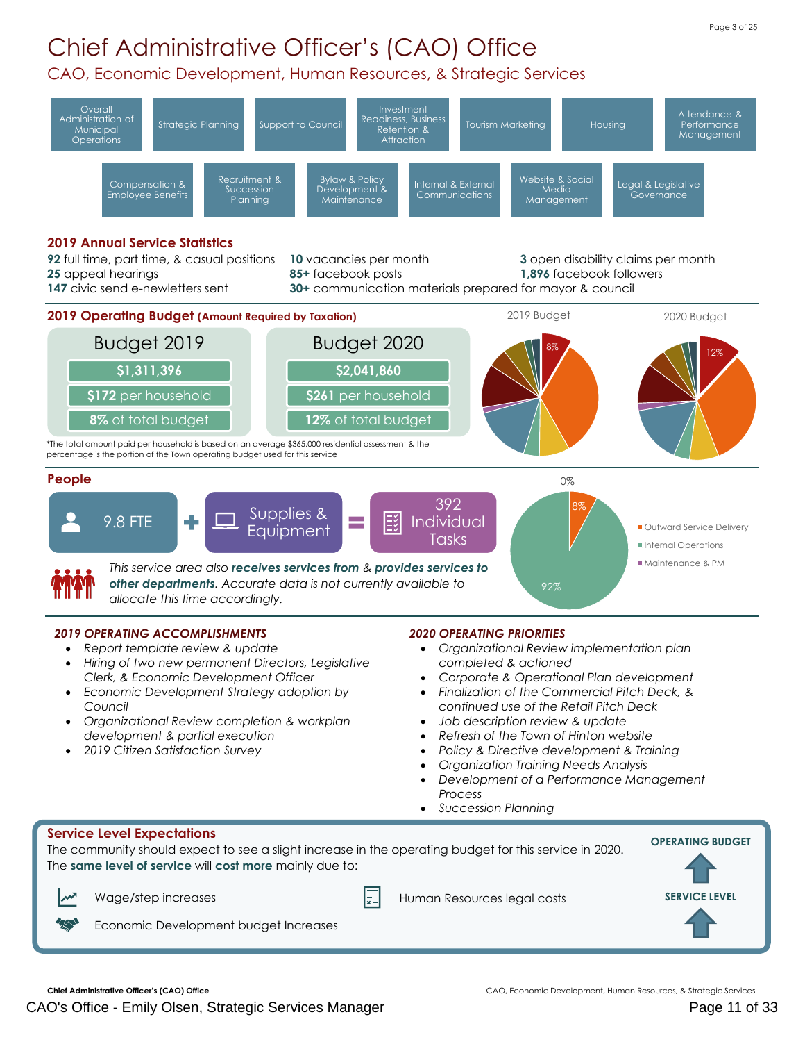# Chief Administrative Officer's (CAO) Office

## CAO, Economic Development, Human Resources, & Strategic Services

- Overall Administration of Municipal Operations
- Strategic Planning
- Support to Council
- Investment Readiness, Business Retention & Attraction
- Tourism Marketing
- Housing
- Attendance & Performance Management
- Compensation & Employee Benefits
- Recruitment & Succession Planning
- Bylaw & Policy Development & Maintenance
- Internal & External Communications
- Website & Social Media Management
- Legal & Legislative Governance

### 2019 Annual Service Statistics

**92** full time, part time, & casual positions
**25** appeal hearings
**147** civic send e-newletters sent
**10** vacancies per month
**85+** facebook posts
**30+** communication materials prepared for mayor & council
**3** open disability claims per month
**1,896** facebook followers

### 2019 Operating Budget (Amount Required by Taxation)

| | Budget 2019 | Budget 2020 |
|---|---|---|
| Amount | **$1,311,396** | **$2,041,860** |
| Per household | **$172** per household | **$261** per household |
| Share of total budget | **8%** of total budget | **12%** of total budget |

*The total amount paid per household is based on an average $365,000 residential assessment & the percentage is the portion of the Town operating budget used for this service

2019 Budget: 8%
2020 Budget: 12%

### People

9.8 FTE + Supplies & Equipment = 392 Individual Tasks

*This service area also **receives services from** & **provides services to other departments**. Accurate data is not currently available to allocate this time accordingly.*

- Outward Service Delivery: 8%
- Internal Operations: 92%
- Maintenance & PM: 0%

### *2019 OPERATING ACCOMPLISHMENTS*

- *Report template review & update*
- *Hiring of two new permanent Directors, Legislative Clerk, & Economic Development Officer*
- *Economic Development Strategy adoption by Council*
- *Organizational Review completion & workplan development & partial execution*
- *2019 Citizen Satisfaction Survey*

### *2020 OPERATING PRIORITIES*

- *Organizational Review implementation plan completed & actioned*
- *Corporate & Operational Plan development*
- *Finalization of the Commercial Pitch Deck, & continued use of the Retail Pitch Deck*
- *Job description review & update*
- *Refresh of the Town of Hinton website*
- *Policy & Directive development & Training*
- *Organization Training Needs Analysis*
- *Development of a Performance Management Process*
- *Succession Planning*

### Service Level Expectations

The community should expect to see a slight increase in the operating budget for this service in 2020. The **same level of service** will **cost more** mainly due to:

- Wage/step increases
- Human Resources legal costs
- Economic Development budget Increases

**OPERATING BUDGET**: ↑

**SERVICE LEVEL**: ↑

CAO's Office - Emily Olsen, Strategic Services Manager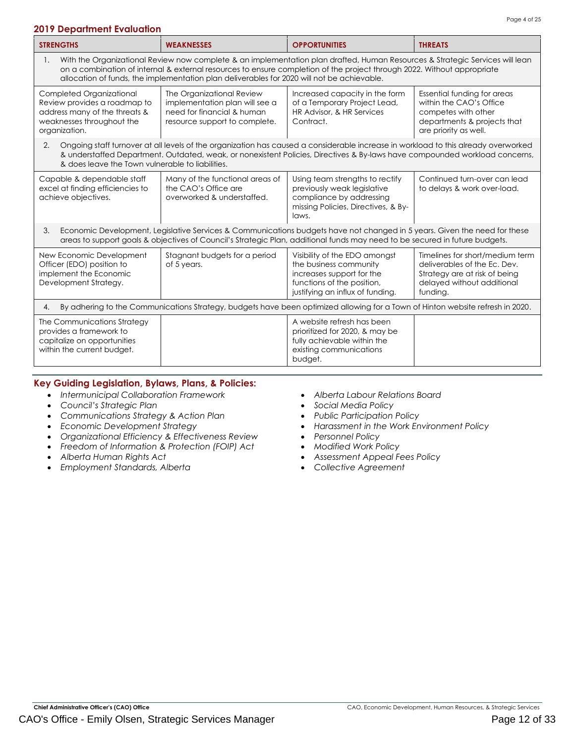## 2019 Department Evaluation

| STRENGTHS | WEAKNESSES | OPPORTUNITIES | THREATS |
|---|---|---|---|
| 1. With the Organizational Review now complete & an implementation plan drafted, Human Resources & Strategic Services will lean on a combination of internal & external resources to ensure completion of the project through 2022. Without appropriate allocation of funds, the implementation plan deliverables for 2020 will not be achievable. | | | |
| Completed Organizational Review provides a roadmap to address many of the threats & weaknesses throughout the organization. | The Organizational Review implementation plan will see a need for financial & human resource support to complete. | Increased capacity in the form of a Temporary Project Lead, HR Advisor, & HR Services Contract. | Essential funding for areas within the CAO's Office competes with other departments & projects that are priority as well. |
| 2. Ongoing staff turnover at all levels of the organization has caused a considerable increase in workload to this already overworked & understaffed Department. Outdated, weak, or nonexistent Policies, Directives & By-laws have compounded workload concerns, & does leave the Town vulnerable to liabilities. | | | |
| Capable & dependable staff excel at finding efficiencies to achieve objectives. | Many of the functional areas of the CAO's Office are overworked & understaffed. | Using team strengths to rectify previously weak legislative compliance by addressing missing Policies, Directives, & By-laws. | Continued turn-over can lead to delays & work over-load. |
| 3. Economic Development, Legislative Services & Communications budgets have not changed in 5 years. Given the need for these areas to support goals & objectives of Council's Strategic Plan, additional funds may need to be secured in future budgets. | | | |
| New Economic Development Officer (EDO) position to implement the Economic Development Strategy. | Stagnant budgets for a period of 5 years. | Visibility of the EDO amongst the business community increases support for the functions of the position, justifying an influx of funding. | Timelines for short/medium term deliverables of the Ec. Dev. Strategy are at risk of being delayed without additional funding. |
| 4. By adhering to the Communications Strategy, budgets have been optimized allowing for a Town of Hinton website refresh in 2020. | | | |
| The Communications Strategy provides a framework to capitalize on opportunities within the current budget. | | A website refresh has been prioritized for 2020, & may be fully achievable within the existing communications budget. | |

## Key Guiding Legislation, Bylaws, Plans, & Policies:

- *Intermunicipal Collaboration Framework*
- *Council's Strategic Plan*
- *Communications Strategy & Action Plan*
- *Economic Development Strategy*
- *Organizational Efficiency & Effectiveness Review*
- *Freedom of Information & Protection (FOIP) Act*
- *Alberta Human Rights Act*
- *Employment Standards, Alberta*
- *Alberta Labour Relations Board*
- *Social Media Policy*
- *Public Participation Policy*
- *Harassment in the Work Environment Policy*
- *Personnel Policy*
- *Modified Work Policy*
- *Assessment Appeal Fees Policy*
- *Collective Agreement*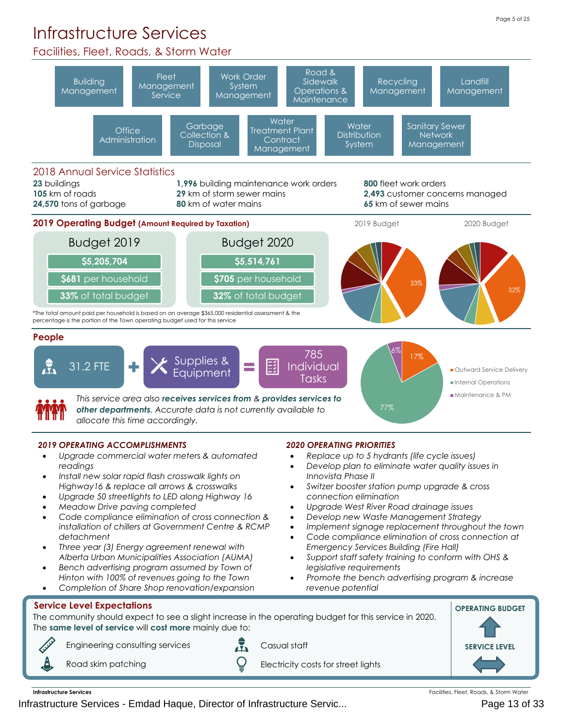# Infrastructure Services

## Facilities, Fleet, Roads, & Storm Water

Building Management | Fleet Management Service | Work Order System Management | Road & Sidewalk Operations & Maintenance | Recycling Management | Landfill Management | Office Administration | Garbage Collection & Disposal | Water Treatment Plant Contract Management | Water Distribution System | Sanitary Sewer Network Management

### 2018 Annual Service Statistics

**23** buildings
**105** km of roads
**24,570** tons of garbage
**1,996** building maintenance work orders
**29** km of storm sewer mains
**80** km of water mains
**800** fleet work orders
**2,493** customer concerns managed
**65** km of sewer mains

### 2019 Operating Budget (Amount Required by Taxation)

| Budget 2019 | Budget 2020 |
|---|---|
| $5,205,704 | $5,514,761 |
| $681 per household | $705 per household |
| 33% of total budget | 32% of total budget |

2019 Budget: 33%
2020 Budget: 32%

*The total amount paid per household is based on an average $365,000 residential assessment & the percentage is the portion of the Town operating budget used for this service

### People

31.2 FTE + Supplies & Equipment = 785 Individual Tasks

- Outward Service Delivery: 77%
- Internal Operations: 17%
- Maintenance & PM: 6%

*This service area also **receives services from** & **provides services to other departments**. Accurate data is not currently available to allocate this time accordingly.*

### *2019 OPERATING ACCOMPLISHMENTS*

- *Upgrade commercial water meters & automated readings*
- *Install new solar rapid flash crosswalk lights on Highway16 & replace all arrows & crosswalks*
- *Upgrade 50 streetlights to LED along Highway 16*
- *Meadow Drive paving completed*
- *Code compliance elimination of cross connection & installation of chillers at Government Centre & RCMP detachment*
- *Three year (3) Energy agreement renewal with Alberta Urban Municipalities Association (AUMA)*
- *Bench advertising program assumed by Town of Hinton with 100% of revenues going to the Town*
- *Completion of Share Shop renovation/expansion*

### *2020 OPERATING PRIORITIES*

- *Replace up to 5 hydrants (life cycle issues)*
- *Develop plan to eliminate water quality issues in Innovista Phase II*
- *Switzer booster station pump upgrade & cross connection elimination*
- *Upgrade West River Road drainage issues*
- *Develop new Waste Management Strategy*
- *Implement signage replacement throughout the town*
- *Code compliance elimination of cross connection at Emergency Services Building (Fire Hall)*
- *Support staff safety training to conform with OHS & legislative requirements*
- *Promote the bench advertising program & increase revenue potential*

### Service Level Expectations

The community should expect to see a slight increase in the operating budget for this service in 2020. The **same level of service** will **cost more** mainly due to:

- Engineering consulting services
- Road skim patching
- Casual staff
- Electricity costs for street lights

**OPERATING BUDGET** ↑

**SERVICE LEVEL** ↔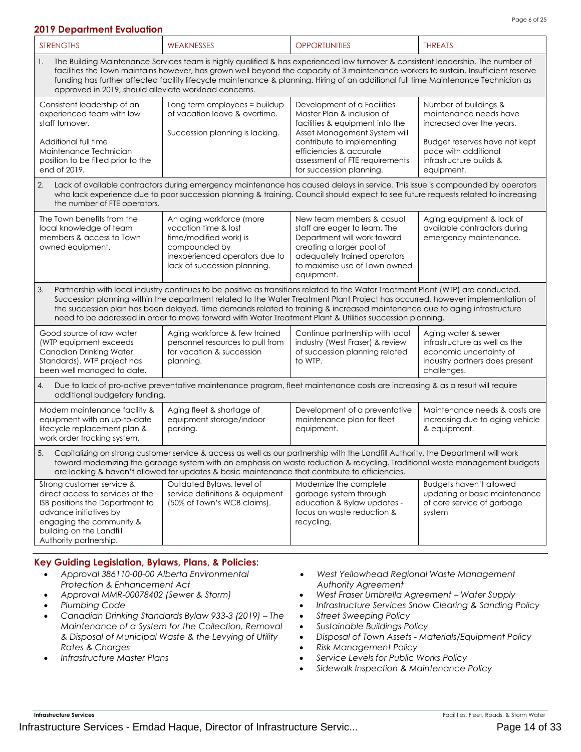## 2019 Department Evaluation

| STRENGTHS | WEAKNESSES | OPPORTUNITIES | THREATS |
|---|---|---|---|
| 1. The Building Maintenance Services team is highly qualified & has experienced low turnover & consistent leadership. The number of facilities the Town maintains however, has grown well beyond the capacity of 3 maintenance workers to sustain. Insufficient reserve funding has further affected facility lifecycle maintenance & planning. Hiring of an additional full time Maintenance Technician as approved in 2019, should alleviate workload concerns. | | | |
| Consistent leadership of an experienced team with low staff turnover.<br><br>Additional full time Maintenance Technician position to be filled prior to the end of 2019. | Long term employees = buildup of vacation leave & overtime.<br><br>Succession planning is lacking. | Development of a Facilities Master Plan & inclusion of facilities & equipment into the Asset Management System will contribute to implementing efficiencies & accurate assessment of FTE requirements for succession planning. | Number of buildings & maintenance needs have increased over the years.<br><br>Budget reserves have not kept pace with additional infrastructure builds & equipment. |
| 2. Lack of available contractors during emergency maintenance has caused delays in service. This issue is compounded by operators who lack experience due to poor succession planning & training. Council should expect to see future requests related to increasing the number of FTE operators. | | | |
| The Town benefits from the local knowledge of team members & access to Town owned equipment. | An aging workforce (more vacation time & lost time/modified work) is compounded by inexperienced operators due to lack of succession planning. | New team members & casual staff are eager to learn. The Department will work toward creating a larger pool of adequately trained operators to maximise use of Town owned equipment. | Aging equipment & lack of available contractors during emergency maintenance. |
| 3. Partnership with local industry continues to be positive as transitions related to the Water Treatment Plant (WTP) are conducted. Succession planning within the department related to the Water Treatment Plant Project has occurred, however implementation of the succession plan has been delayed. Time demands related to training & increased maintenance due to aging infrastructure need to be addressed in order to move forward with Water Treatment Plant & Utilities succession planning. | | | |
| Good source of raw water (WTP equipment exceeds Canadian Drinking Water Standards). WTP project has been well managed to date. | Aging workforce & few trained personnel resources to pull from for vacation & succession planning. | Continue partnership with local industry (West Fraser) & review of succession planning related to WTP. | Aging water & sewer infrastructure as well as the economic uncertainty of industry partners does present challenges. |
| 4. Due to lack of pro-active preventative maintenance program, fleet maintenance costs are increasing & as a result will require additional budgetary funding. | | | |
| Modern maintenance facility & equipment with an up-to-date lifecycle replacement plan & work order tracking system. | Aging fleet & shortage of equipment storage/indoor parking. | Development of a preventative maintenance plan for fleet equipment. | Maintenance needs & costs are increasing due to aging vehicle & equipment. |
| 5. Capitalizing on strong customer service & access as well as our partnership with the Landfill Authority, the Department will work toward modernizing the garbage system with an emphasis on waste reduction & recycling. Traditional waste management budgets are lacking & haven't allowed for updates & basic maintenance that contribute to efficiencies. | | | |
| Strong customer service & direct access to services at the ISB positions the Department to advance initiatives by engaging the community & building on the Landfill Authority partnership. | Outdated Bylaws, level of service definitions & equipment (50% of Town's WCB claims). | Modernize the complete garbage system through education & Bylaw updates - focus on waste reduction & recycling. | Budgets haven't allowed updating or basic maintenance of core service of garbage system |

### Key Guiding Legislation, Bylaws, Plans, & Policies:

- *Approval 386110-00-00 Alberta Environmental Protection & Enhancement Act*
- *Approval MMR-00078402 (Sewer & Storm)*
- *Plumbing Code*
- *Canadian Drinking Standards Bylaw 933-3 (2019) – The Maintenance of a System for the Collection, Removal & Disposal of Municipal Waste & the Levying of Utility Rates & Charges*
- *Infrastructure Master Plans*
- *West Yellowhead Regional Waste Management Authority Agreement*
- *West Fraser Umbrella Agreement – Water Supply*
- *Infrastructure Services Snow Clearing & Sanding Policy*
- *Street Sweeping Policy*
- *Sustainable Buildings Policy*
- *Disposal of Town Assets - Materials/Equipment Policy*
- *Risk Management Policy*
- *Service Levels for Public Works Policy*
- *Sidewalk Inspection & Maintenance Policy*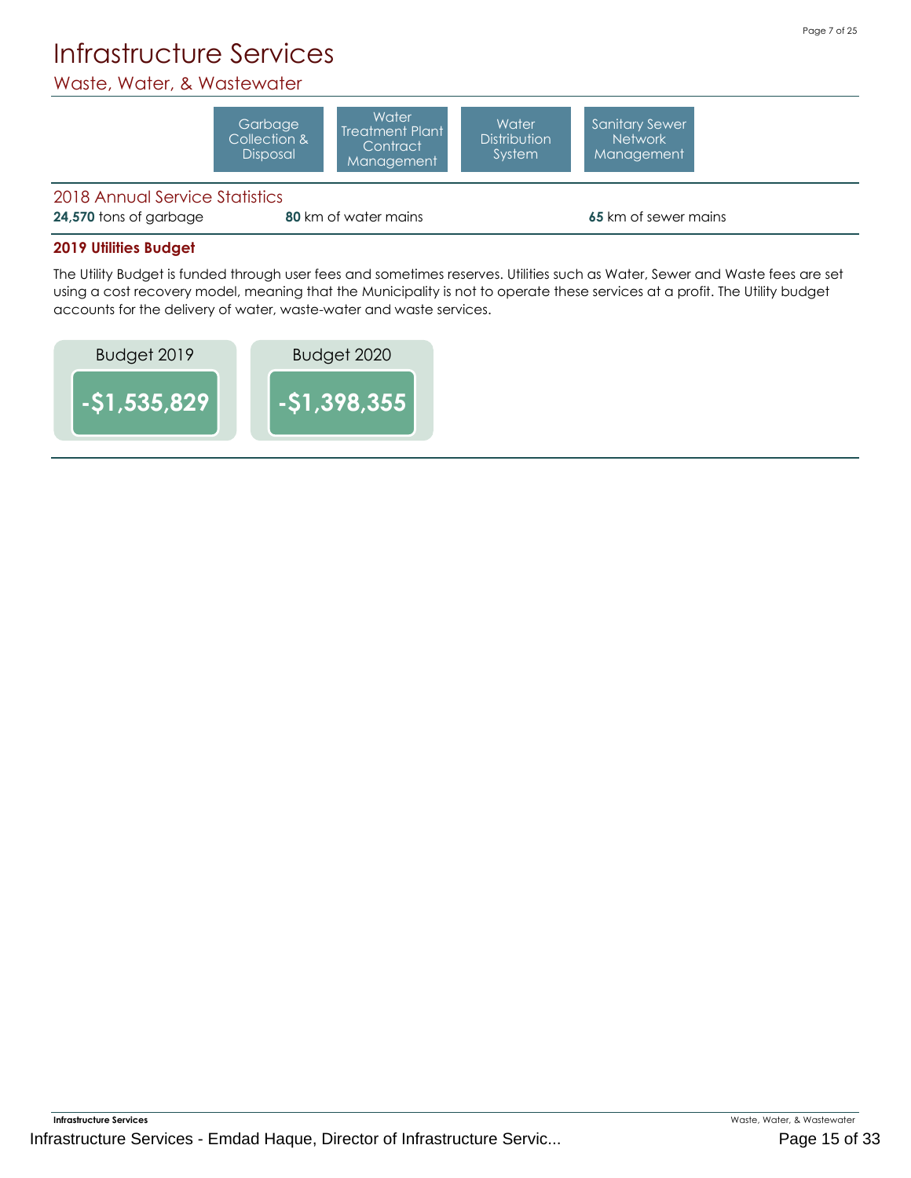# Infrastructure Services

## Waste, Water, & Wastewater

Garbage Collection & Disposal | Water Treatment Plant Contract Management | Water Distribution System | Sanitary Sewer Network Management

### 2018 Annual Service Statistics

**24,570** tons of garbage  **80** km of water mains  **65** km of sewer mains

### 2019 Utilities Budget

The Utility Budget is funded through user fees and sometimes reserves. Utilities such as Water, Sewer and Waste fees are set using a cost recovery model, meaning that the Municipality is not to operate these services at a profit. The Utility budget accounts for the delivery of water, waste-water and waste services.

| Budget 2019 | Budget 2020 |
| --- | --- |
| **-$1,535,829** | **-$1,398,355** |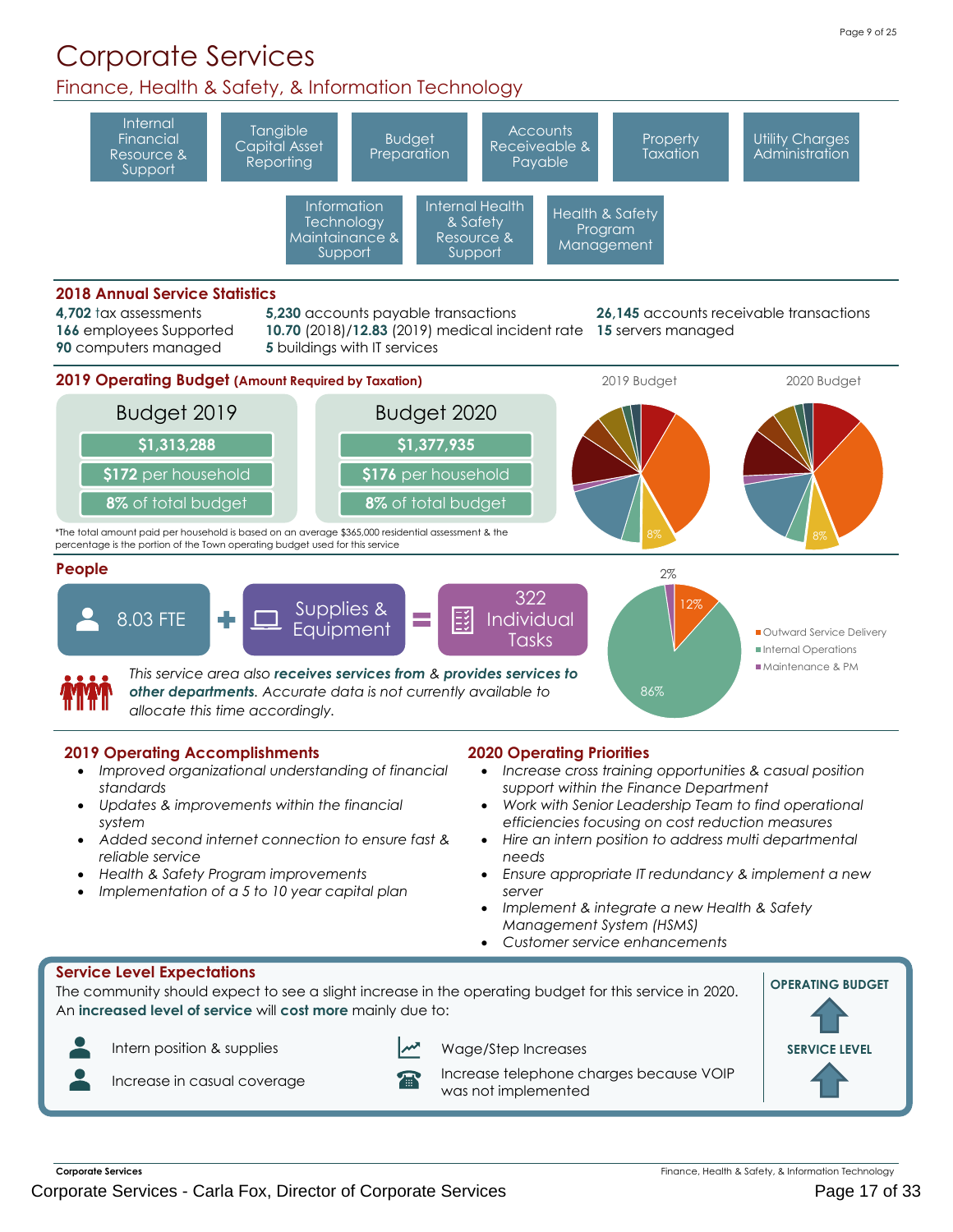# Corporate Services

## Finance, Health & Safety, & Information Technology

- Internal Financial Resource & Support
- Tangible Capital Asset Reporting
- Budget Preparation
- Accounts Receiveable & Payable
- Property Taxation
- Utility Charges Administration
- Information Technology Maintainance & Support
- Internal Health & Safety Resource & Support
- Health & Safety Program Management

### 2018 Annual Service Statistics

**4,702** tax assessments
**166** employees Supported
**90** computers managed
**5,230** accounts payable transactions
**10.70** (2018)/**12.83** (2019) medical incident rate
**5** buildings with IT services
**26,145** accounts receivable transactions
**15** servers managed

### 2019 Operating Budget (Amount Required by Taxation)

| | Budget 2019 | Budget 2020 |
|---|---|---|
| Amount | **$1,313,288** | **$1,377,935** |
| Per household | **$172** per household | **$176** per household |
| Share of total budget | **8%** of total budget | **8%** of total budget |

2019 Budget: 8%
2020 Budget: 8%

*The total amount paid per household is based on an average $365,000 residential assessment & the percentage is the portion of the Town operating budget used for this service

### People

8.03 FTE + Supplies & Equipment = 322 Individual Tasks

*This service area also **receives services from** & **provides services to other departments**. Accurate data is not currently available to allocate this time accordingly.*

- Outward Service Delivery: 12%
- Internal Operations: 86%
- Maintenance & PM: 2%

### 2019 Operating Accomplishments

- *Improved organizational understanding of financial standards*
- *Updates & improvements within the financial system*
- *Added second internet connection to ensure fast & reliable service*
- *Health & Safety Program improvements*
- *Implementation of a 5 to 10 year capital plan*

### 2020 Operating Priorities

- *Increase cross training opportunities & casual position support within the Finance Department*
- *Work with Senior Leadership Team to find operational efficiencies focusing on cost reduction measures*
- *Hire an intern position to address multi departmental needs*
- *Ensure appropriate IT redundancy & implement a new server*
- *Implement & integrate a new Health & Safety Management System (HSMS)*
- *Customer service enhancements*

### Service Level Expectations

The community should expect to see a slight increase in the operating budget for this service in 2020. An **increased level of service** will **cost more** mainly due to:

- Intern position & supplies
- Increase in casual coverage
- Wage/Step Increases
- Increase telephone charges because VOIP was not implemented

**OPERATING BUDGET** ↑

**SERVICE LEVEL** ↑

Corporate Services - Carla Fox, Director of Corporate Services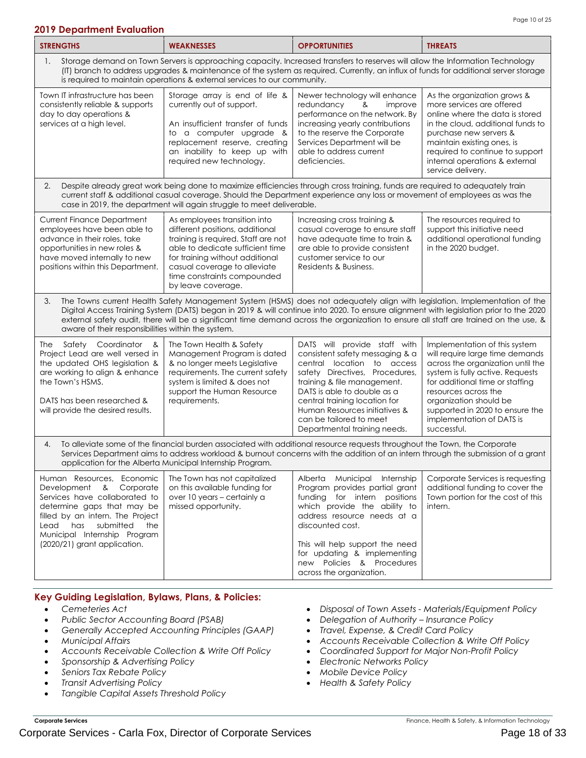## 2019 Department Evaluation

| STRENGTHS | WEAKNESSES | OPPORTUNITIES | THREATS |
|---|---|---|---|
| 1. Storage demand on Town Servers is approaching capacity. Increased transfers to reserves will allow the Information Technology (IT) branch to address upgrades & maintenance of the system as required. Currently, an influx of funds for additional server storage is required to maintain operations & external services to our community. | | | |
| Town IT infrastructure has been consistently reliable & supports day to day operations & services at a high level. | Storage array is end of life & currently out of support.<br><br>An insufficient transfer of funds to a computer upgrade & replacement reserve, creating an inability to keep up with required new technology. | Newer technology will enhance redundancy & improve performance on the network. By increasing yearly contributions to the reserve the Corporate Services Department will be able to address current deficiencies. | As the organization grows & more services are offered online where the data is stored in the cloud, additional funds to purchase new servers & maintain existing ones, is required to continue to support internal operations & external service delivery. |
| 2. Despite already great work being done to maximize efficiencies through cross training, funds are required to adequately train current staff & additional casual coverage. Should the Department experience any loss or movement of employees as was the case in 2019, the department will again struggle to meet deliverable. | | | |
| Current Finance Department employees have been able to advance in their roles, take opportunities in new roles & have moved internally to new positions within this Department. | As employees transition into different positions, additional training is required. Staff are not able to dedicate sufficient time for training without additional casual coverage to alleviate time constraints compounded by leave coverage. | Increasing cross training & casual coverage to ensure staff have adequate time to train & are able to provide consistent customer service to our Residents & Business. | The resources required to support this initiative need additional operational funding in the 2020 budget. |
| 3. The Towns current Health Safety Management System (HSMS) does not adequately align with legislation. Implementation of the Digital Access Training System (DATS) began in 2019 & will continue into 2020. To ensure alignment with legislation prior to the 2020 external safety audit, there will be a significant time demand across the organization to ensure all staff are trained on the use, & aware of their responsibilities within the system. | | | |
| The Safety Coordinator & Project Lead are well versed in the updated OHS legislation & are working to align & enhance the Town's HSMS.<br><br>DATS has been researched & will provide the desired results. | The Town Health & Safety Management Program is dated & no longer meets Legislative requirements. The current safety system is limited & does not support the Human Resource requirements. | DATS will provide staff with consistent safety messaging & a central location to access safety Directives, Procedures, training & file management. DATS is able to double as a central training location for Human Resources initiatives & can be tailored to meet Departmental training needs. | Implementation of this system will require large time demands across the organization until the system is fully active. Requests for additional time or staffing resources across the organization should be supported in 2020 to ensure the implementation of DATS is successful. |
| 4. To alleviate some of the financial burden associated with additional resource requests throughout the Town, the Corporate Services Department aims to address workload & burnout concerns with the addition of an intern through the submission of a grant application for the Alberta Municipal Internship Program. | | | |
| Human Resources, Economic Development & Corporate Services have collaborated to determine gaps that may be filled by an intern. The Project Lead has submitted the Municipal Internship Program (2020/21) grant application. | The Town has not capitalized on this available funding for over 10 years – certainly a missed opportunity. | Alberta Municipal Internship Program provides partial grant funding for intern positions which provide the ability to address resource needs at a discounted cost.<br><br>This will help support the need for updating & implementing new Policies & Procedures across the organization. | Corporate Services is requesting additional funding to cover the Town portion for the cost of this intern. |

### Key Guiding Legislation, Bylaws, Plans, & Policies:

- *Cemeteries Act*
- *Public Sector Accounting Board (PSAB)*
- *Generally Accepted Accounting Principles (GAAP)*
- *Municipal Affairs*
- *Accounts Receivable Collection & Write Off Policy*
- *Sponsorship & Advertising Policy*
- *Seniors Tax Rebate Policy*
- *Transit Advertising Policy*
- *Tangible Capital Assets Threshold Policy*
- *Disposal of Town Assets - Materials/Equipment Policy*
- *Delegation of Authority – Insurance Policy*
- *Travel, Expense, & Credit Card Policy*
- *Accounts Receivable Collection & Write Off Policy*
- *Coordinated Support for Major Non-Profit Policy*
- *Electronic Networks Policy*
- *Mobile Device Policy*
- *Health & Safety Policy*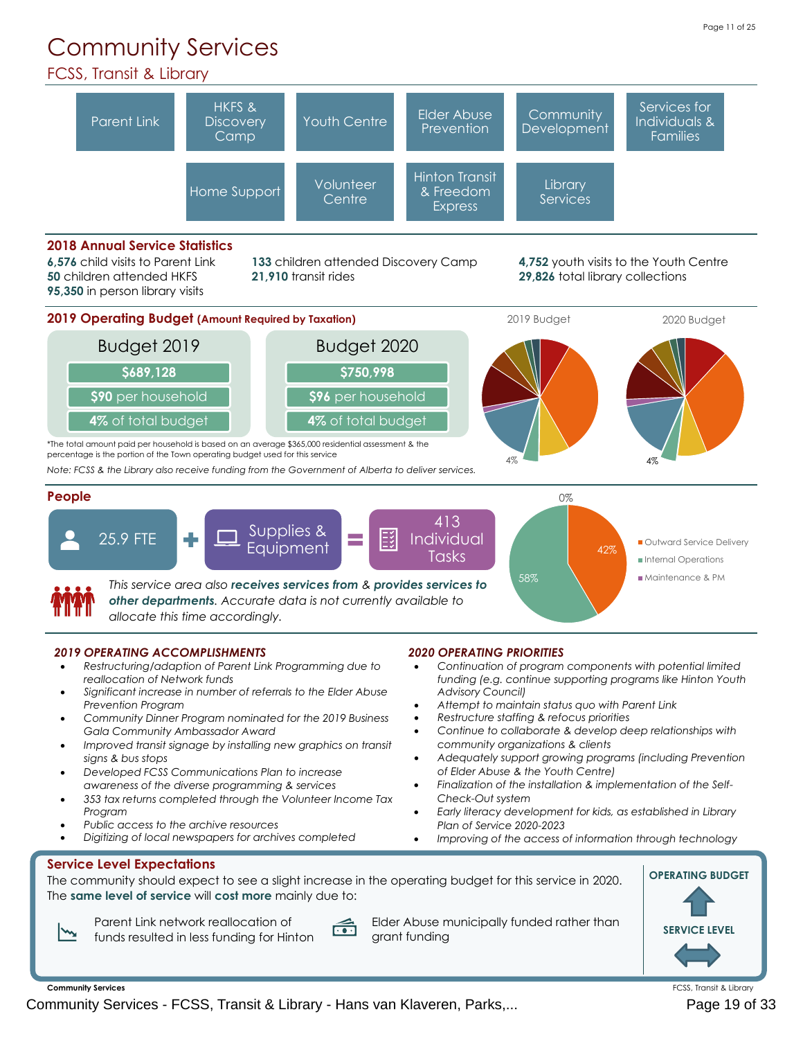# Community Services

## FCSS, Transit & Library

Parent Link | HKFS & Discovery Camp | Youth Centre | Elder Abuse Prevention | Community Development | Services for Individuals & Families | Home Support | Volunteer Centre | Hinton Transit & Freedom Express | Library Services

### 2018 Annual Service Statistics

**6,576** child visits to Parent Link
**50** children attended HKFS
**95,350** in person library visits
**133** children attended Discovery Camp
**21,910** transit rides
**4,752** youth visits to the Youth Centre
**29,826** total library collections

### 2019 Operating Budget (Amount Required by Taxation)

| Budget 2019 | Budget 2020 |
|---|---|
| $689,128 | $750,998 |
| $90 per household | $96 per household |
| 4% of total budget | 4% of total budget |

2019 Budget: 4%
2020 Budget: 4%

*The total amount paid per household is based on an average $365,000 residential assessment & the percentage is the portion of the Town operating budget used for this service

*Note: FCSS & the Library also receive funding from the Government of Alberta to deliver services.*

### People

25.9 FTE + Supplies & Equipment = 413 Individual Tasks

*This service area also **receives services from** & **provides services to other departments**. Accurate data is not currently available to allocate this time accordingly.*

- Outward Service Delivery: 42%
- Internal Operations: 58%
- Maintenance & PM: 0%

### *2019 OPERATING ACCOMPLISHMENTS*

- *Restructuring/adaption of Parent Link Programming due to reallocation of Network funds*
- *Significant increase in number of referrals to the Elder Abuse Prevention Program*
- *Community Dinner Program nominated for the 2019 Business Gala Community Ambassador Award*
- *Improved transit signage by installing new graphics on transit signs & bus stops*
- *Developed FCSS Communications Plan to increase awareness of the diverse programming & services*
- *353 tax returns completed through the Volunteer Income Tax Program*
- *Public access to the archive resources*
- *Digitizing of local newspapers for archives completed*

### *2020 OPERATING PRIORITIES*

- *Continuation of program components with potential limited funding (e.g. continue supporting programs like Hinton Youth Advisory Council)*
- *Attempt to maintain status quo with Parent Link*
- *Restructure staffing & refocus priorities*
- *Continue to collaborate & develop deep relationships with community organizations & clients*
- *Adequately support growing programs (including Prevention of Elder Abuse & the Youth Centre)*
- *Finalization of the installation & implementation of the Self-Check-Out system*
- *Early literacy development for kids, as established in Library Plan of Service 2020-2023*
- *Improving of the access of information through technology*

### Service Level Expectations

The community should expect to see a slight increase in the operating budget for this service in 2020. The **same level of service** will **cost more** mainly due to:

- Parent Link network reallocation of funds resulted in less funding for Hinton
- Elder Abuse municipally funded rather than grant funding

**OPERATING BUDGET** ↑

**SERVICE LEVEL** ↔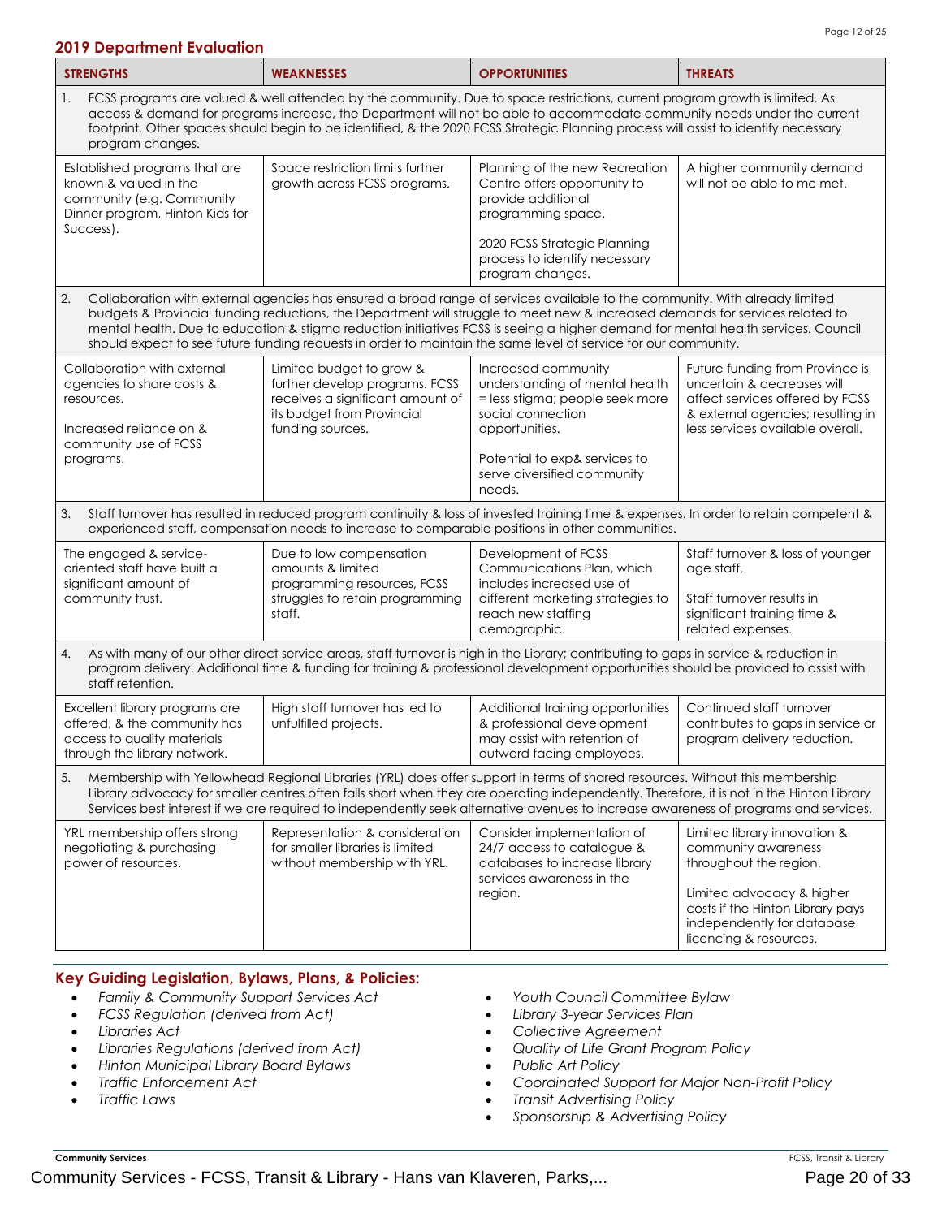## 2019 Department Evaluation

| STRENGTHS | WEAKNESSES | OPPORTUNITIES | THREATS |
|---|---|---|---|
| 1. FCSS programs are valued & well attended by the community. Due to space restrictions, current program growth is limited. As access & demand for programs increase, the Department will not be able to accommodate community needs under the current footprint. Other spaces should begin to be identified, & the 2020 FCSS Strategic Planning process will assist to identify necessary program changes. | | | |
| Established programs that are known & valued in the community (e.g. Community Dinner program, Hinton Kids for Success). | Space restriction limits further growth across FCSS programs. | Planning of the new Recreation Centre offers opportunity to provide additional programming space.<br><br>2020 FCSS Strategic Planning process to identify necessary program changes. | A higher community demand will not be able to me met. |
| 2. Collaboration with external agencies has ensured a broad range of services available to the community. With already limited budgets & Provincial funding reductions, the Department will struggle to meet new & increased demands for services related to mental health. Due to education & stigma reduction initiatives FCSS is seeing a higher demand for mental health services. Council should expect to see future funding requests in order to maintain the same level of service for our community. | | | |
| Collaboration with external agencies to share costs & resources.<br><br>Increased reliance on & community use of FCSS programs. | Limited budget to grow & further develop programs. FCSS receives a significant amount of its budget from Provincial funding sources. | Increased community understanding of mental health = less stigma; people seek more social connection opportunities.<br><br>Potential to exp& services to serve diversified community needs. | Future funding from Province is uncertain & decreases will affect services offered by FCSS & external agencies; resulting in less services available overall. |
| 3. Staff turnover has resulted in reduced program continuity & loss of invested training time & expenses. In order to retain competent & experienced staff, compensation needs to increase to comparable positions in other communities. | | | |
| The engaged & service-oriented staff have built a significant amount of community trust. | Due to low compensation amounts & limited programming resources, FCSS struggles to retain programming staff. | Development of FCSS Communications Plan, which includes increased use of different marketing strategies to reach new staffing demographic. | Staff turnover & loss of younger age staff.<br><br>Staff turnover results in significant training time & related expenses. |
| 4. As with many of our other direct service areas, staff turnover is high in the Library; contributing to gaps in service & reduction in program delivery. Additional time & funding for training & professional development opportunities should be provided to assist with staff retention. | | | |
| Excellent library programs are offered, & the community has access to quality materials through the library network. | High staff turnover has led to unfulfilled projects. | Additional training opportunities & professional development may assist with retention of outward facing employees. | Continued staff turnover contributes to gaps in service or program delivery reduction. |
| 5. Membership with Yellowhead Regional Libraries (YRL) does offer support in terms of shared resources. Without this membership Library advocacy for smaller centres often falls short when they are operating independently. Therefore, it is not in the Hinton Library Services best interest if we are required to independently seek alternative avenues to increase awareness of programs and services. | | | |
| YRL membership offers strong negotiating & purchasing power of resources. | Representation & consideration for smaller libraries is limited without membership with YRL. | Consider implementation of 24/7 access to catalogue & databases to increase library services awareness in the region. | Limited library innovation & community awareness throughout the region.<br><br>Limited advocacy & higher costs if the Hinton Library pays independently for database licencing & resources. |

## Key Guiding Legislation, Bylaws, Plans, & Policies:

- *Family & Community Support Services Act*
- *FCSS Regulation (derived from Act)*
- *Libraries Act*
- *Libraries Regulations (derived from Act)*
- *Hinton Municipal Library Board Bylaws*
- *Traffic Enforcement Act*
- *Traffic Laws*
- *Youth Council Committee Bylaw*
- *Library 3-year Services Plan*
- *Collective Agreement*
- *Quality of Life Grant Program Policy*
- *Public Art Policy*
- *Coordinated Support for Major Non-Profit Policy*
- *Transit Advertising Policy*
- *Sponsorship & Advertising Policy*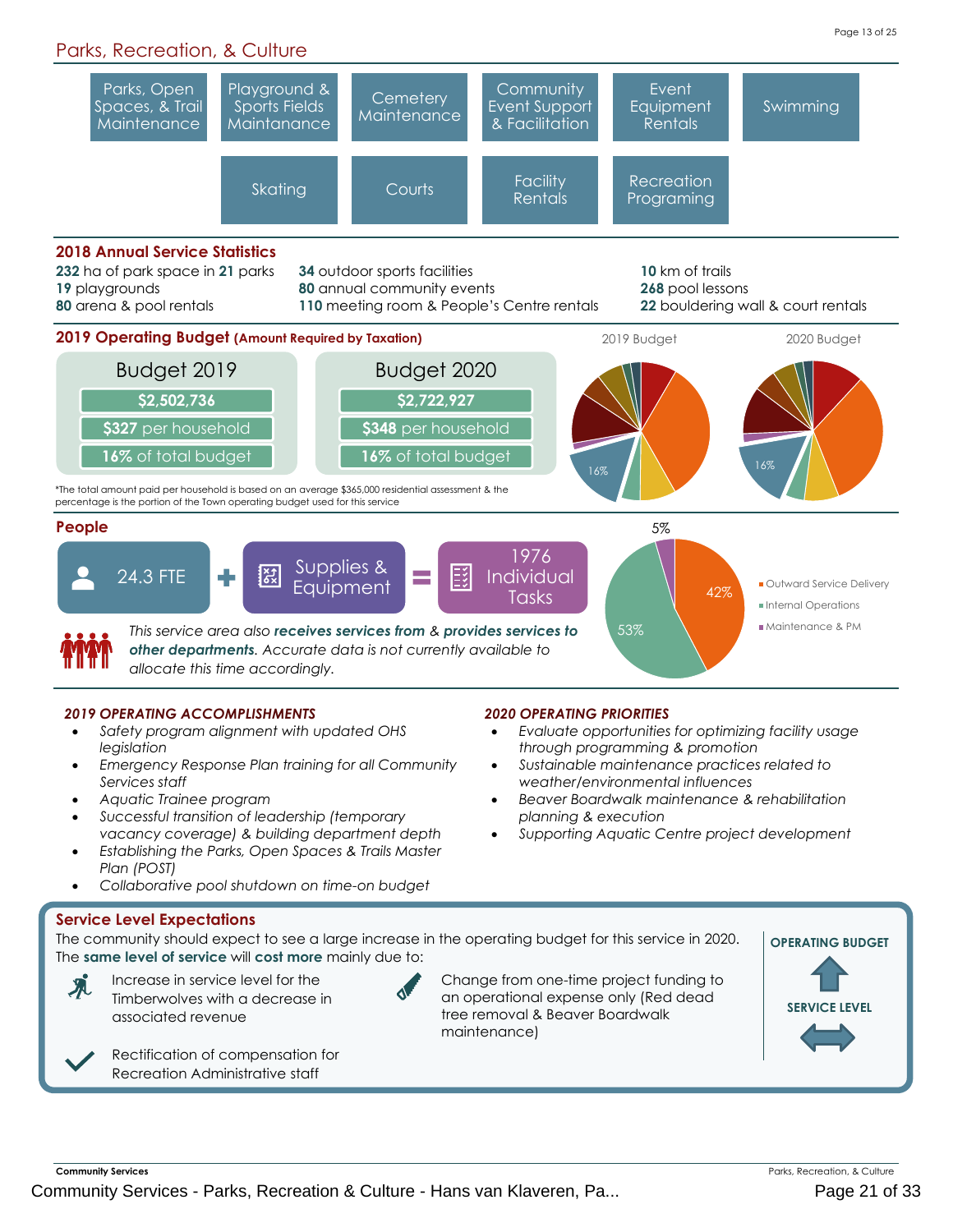# Parks, Recreation, & Culture

- Parks, Open Spaces, & Trail Maintenance
- Playground & Sports Fields Maintanance
- Cemetery Maintenance
- Community Event Support & Facilitation
- Event Equipment Rentals
- Swimming
- Skating
- Courts
- Facility Rentals
- Recreation Programing

## 2018 Annual Service Statistics

**232** ha of park space in **21** parks
**19** playgrounds
**80** arena & pool rentals

**34** outdoor sports facilities
**80** annual community events
**110** meeting room & People's Centre rentals

**10** km of trails
**268** pool lessons
**22** bouldering wall & court rentals

## 2019 Operating Budget (Amount Required by Taxation)

| | Budget 2019 | Budget 2020 |
|---|---|---|
| Amount | $2,502,736 | $2,722,927 |
| Per household | $327 per household | $348 per household |
| Share of total budget | 16% of total budget | 16% of total budget |

2019 Budget: 16%
2020 Budget: 16%

*The total amount paid per household is based on an average $365,000 residential assessment & the percentage is the portion of the Town operating budget used for this service

## People

24.3 FTE + Supplies & Equipment = 1976 Individual Tasks

*This service area also* ***receives services from*** *&* ***provides services to other departments****. Accurate data is not currently available to allocate this time accordingly.*

- Outward Service Delivery: 42%
- Internal Operations: 53%
- Maintenance & PM: 5%

### *2019 OPERATING ACCOMPLISHMENTS*

- *Safety program alignment with updated OHS legislation*
- *Emergency Response Plan training for all Community Services staff*
- *Aquatic Trainee program*
- *Successful transition of leadership (temporary vacancy coverage) & building department depth*
- *Establishing the Parks, Open Spaces & Trails Master Plan (POST)*
- *Collaborative pool shutdown on time-on budget*

### *2020 OPERATING PRIORITIES*

- *Evaluate opportunities for optimizing facility usage through programming & promotion*
- *Sustainable maintenance practices related to weather/environmental influences*
- *Beaver Boardwalk maintenance & rehabilitation planning & execution*
- *Supporting Aquatic Centre project development*

## Service Level Expectations

The community should expect to see a large increase in the operating budget for this service in 2020. The **same level of service** will **cost more** mainly due to:

- Increase in service level for the Timberwolves with a decrease in associated revenue
- Change from one-time project funding to an operational expense only (Red dead tree removal & Beaver Boardwalk maintenance)
- Rectification of compensation for Recreation Administrative staff

**OPERATING BUDGET** ↑

**SERVICE LEVEL** ↔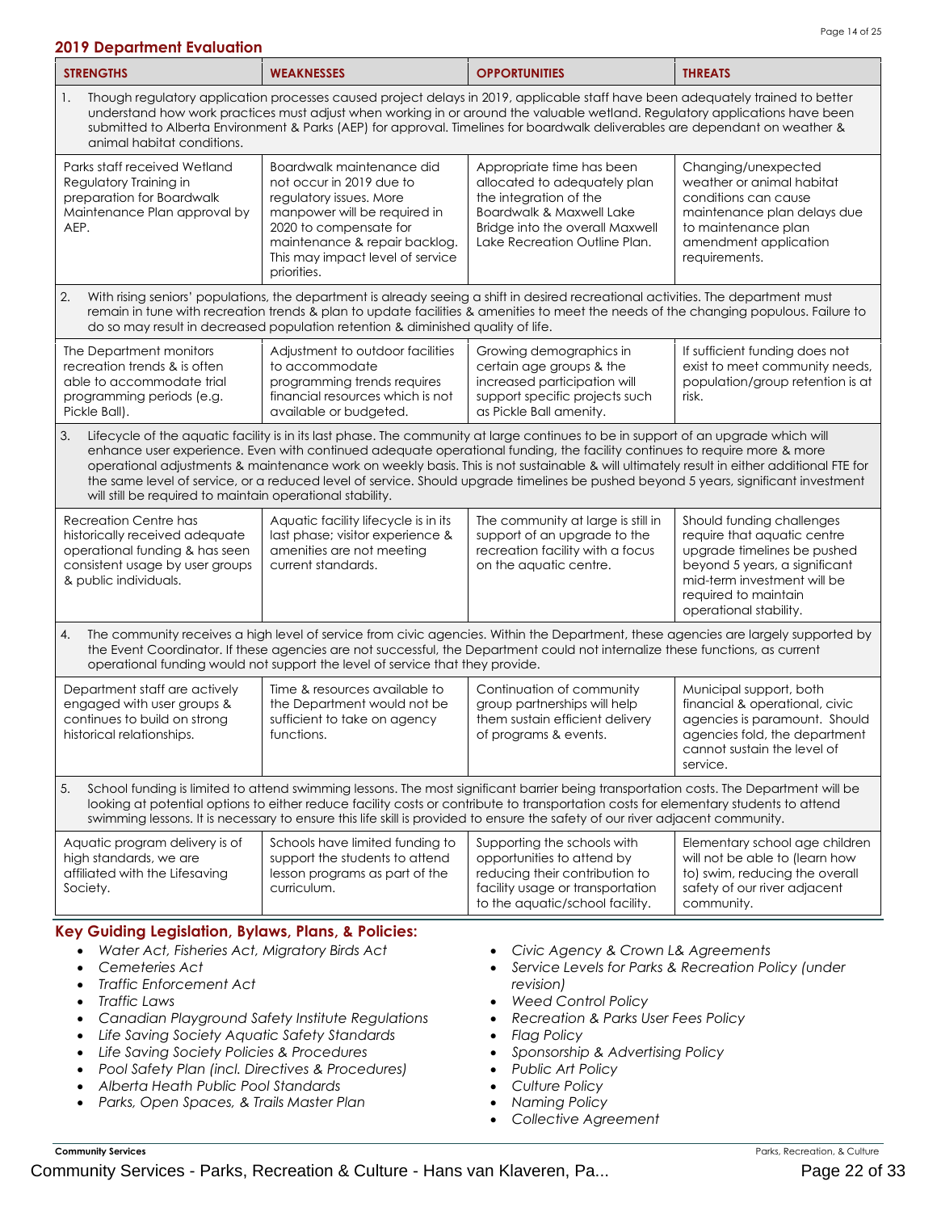## 2019 Department Evaluation

| STRENGTHS | WEAKNESSES | OPPORTUNITIES | THREATS |
|---|---|---|---|
| 1. Though regulatory application processes caused project delays in 2019, applicable staff have been adequately trained to better understand how work practices must adjust when working in or around the valuable wetland. Regulatory applications have been submitted to Alberta Environment & Parks (AEP) for approval. Timelines for boardwalk deliverables are dependant on weather & animal habitat conditions. | | | |
| Parks staff received Wetland Regulatory Training in preparation for Boardwalk Maintenance Plan approval by AEP. | Boardwalk maintenance did not occur in 2019 due to regulatory issues. More manpower will be required in 2020 to compensate for maintenance & repair backlog. This may impact level of service priorities. | Appropriate time has been allocated to adequately plan the integration of the Boardwalk & Maxwell Lake Bridge into the overall Maxwell Lake Recreation Outline Plan. | Changing/unexpected weather or animal habitat conditions can cause maintenance plan delays due to maintenance plan amendment application requirements. |
| 2. With rising seniors' populations, the department is already seeing a shift in desired recreational activities. The department must remain in tune with recreation trends & plan to update facilities & amenities to meet the needs of the changing populous. Failure to do so may result in decreased population retention & diminished quality of life. | | | |
| The Department monitors recreation trends & is often able to accommodate trial programming periods (e.g. Pickle Ball). | Adjustment to outdoor facilities to accommodate programming trends requires financial resources which is not available or budgeted. | Growing demographics in certain age groups & the increased participation will support specific projects such as Pickle Ball amenity. | If sufficient funding does not exist to meet community needs, population/group retention is at risk. |
| 3. Lifecycle of the aquatic facility is in its last phase. The community at large continues to be in support of an upgrade which will enhance user experience. Even with continued adequate operational funding, the facility continues to require more & more operational adjustments & maintenance work on weekly basis. This is not sustainable & will ultimately result in either additional FTE for the same level of service, or a reduced level of service. Should upgrade timelines be pushed beyond 5 years, significant investment will still be required to maintain operational stability. | | | |
| Recreation Centre has historically received adequate operational funding & has seen consistent usage by user groups & public individuals. | Aquatic facility lifecycle is in its last phase; visitor experience & amenities are not meeting current standards. | The community at large is still in support of an upgrade to the recreation facility with a focus on the aquatic centre. | Should funding challenges require that aquatic centre upgrade timelines be pushed beyond 5 years, a significant mid-term investment will be required to maintain operational stability. |
| 4. The community receives a high level of service from civic agencies. Within the Department, these agencies are largely supported by the Event Coordinator. If these agencies are not successful, the Department could not internalize these functions, as current operational funding would not support the level of service that they provide. | | | |
| Department staff are actively engaged with user groups & continues to build on strong historical relationships. | Time & resources available to the Department would not be sufficient to take on agency functions. | Continuation of community group partnerships will help them sustain efficient delivery of programs & events. | Municipal support, both financial & operational, civic agencies is paramount. Should agencies fold, the department cannot sustain the level of service. |
| 5. School funding is limited to attend swimming lessons. The most significant barrier being transportation costs. The Department will be looking at potential options to either reduce facility costs or contribute to transportation costs for elementary students to attend swimming lessons. It is necessary to ensure this life skill is provided to ensure the safety of our river adjacent community. | | | |
| Aquatic program delivery is of high standards, we are affiliated with the Lifesaving Society. | Schools have limited funding to support the students to attend lesson programs as part of the curriculum. | Supporting the schools with opportunities to attend by reducing their contribution to facility usage or transportation to the aquatic/school facility. | Elementary school age children will not be able to (learn how to) swim, reducing the overall safety of our river adjacent community. |

### Key Guiding Legislation, Bylaws, Plans, & Policies:

- *Water Act, Fisheries Act, Migratory Birds Act*
- *Cemeteries Act*
- *Traffic Enforcement Act*
- *Traffic Laws*
- *Canadian Playground Safety Institute Regulations*
- *Life Saving Society Aquatic Safety Standards*
- *Life Saving Society Policies & Procedures*
- *Pool Safety Plan (incl. Directives & Procedures)*
- *Alberta Heath Public Pool Standards*
- *Parks, Open Spaces, & Trails Master Plan*
- *Civic Agency & Crown L& Agreements*
- *Service Levels for Parks & Recreation Policy (under revision)*
- *Weed Control Policy*
- *Recreation & Parks User Fees Policy*
- *Flag Policy*
- *Sponsorship & Advertising Policy*
- *Public Art Policy*
- *Culture Policy*
- *Naming Policy*
- *Collective Agreement*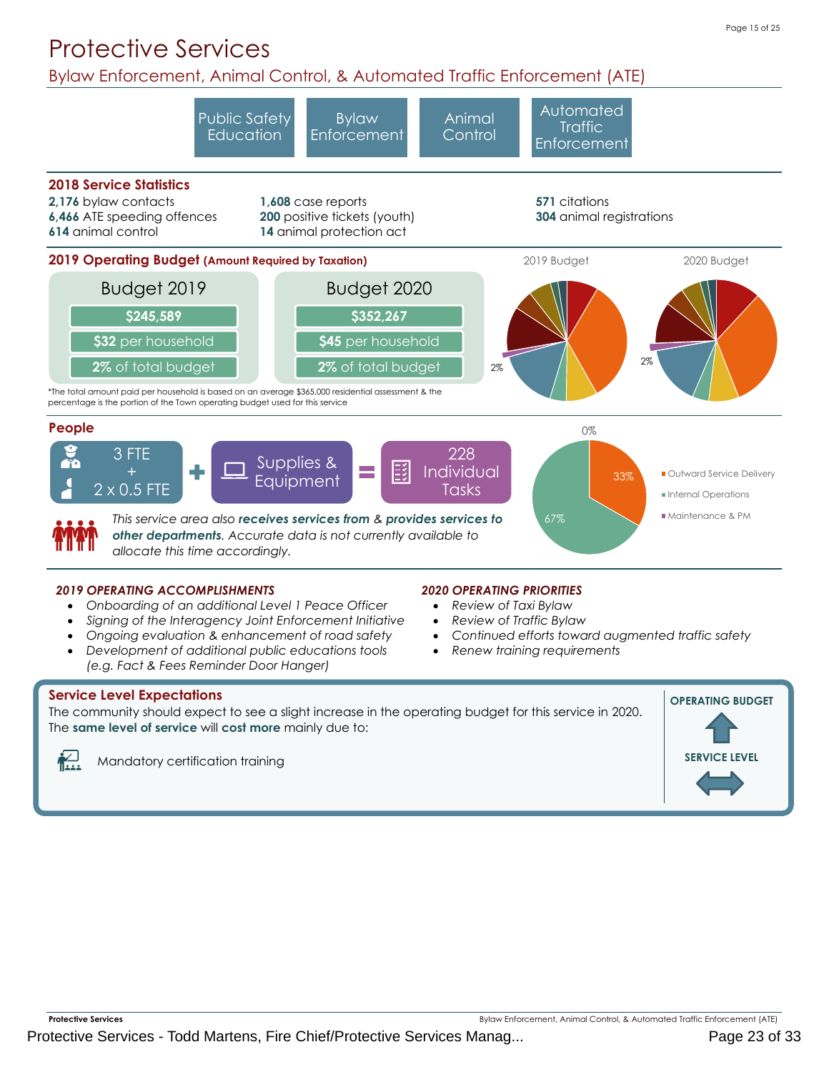# Protective Services

## Bylaw Enforcement, Animal Control, & Automated Traffic Enforcement (ATE)

Public Safety Education | Bylaw Enforcement | Animal Control | Automated Traffic Enforcement

### 2018 Service Statistics

**2,176** bylaw contacts
**6,466** ATE speeding offences
**614** animal control
**1,608** case reports
**200** positive tickets (youth)
**14** animal protection act
**571** citations
**304** animal registrations

### 2019 Operating Budget (Amount Required by Taxation)

| | Budget 2019 | Budget 2020 |
|---|---|---|
| Amount | $245,589 | $352,267 |
| Per household | $32 per household | $45 per household |
| Portion of total budget | 2% of total budget | 2% of total budget |

*The total amount paid per household is based on an average $365,000 residential assessment & the percentage is the portion of the Town operating budget used for this service

2019 Budget: 2%
2020 Budget: 2%

### People

3 FTE + 2 x 0.5 FTE + Supplies & Equipment = 228 Individual Tasks

*This service area also **receives services from** & **provides services to other departments**. Accurate data is not currently available to allocate this time accordingly.*

- Outward Service Delivery: 33%
- Internal Operations: 67%
- Maintenance & PM: 0%

### *2019 OPERATING ACCOMPLISHMENTS*

- *Onboarding of an additional Level 1 Peace Officer*
- *Signing of the Interagency Joint Enforcement Initiative*
- *Ongoing evaluation & enhancement of road safety*
- *Development of additional public educations tools (e.g. Fact & Fees Reminder Door Hanger)*

### *2020 OPERATING PRIORITIES*

- *Review of Taxi Bylaw*
- *Review of Traffic Bylaw*
- *Continued efforts toward augmented traffic safety*
- *Renew training requirements*

### Service Level Expectations

The community should expect to see a slight increase in the operating budget for this service in 2020. The **same level of service** will **cost more** mainly due to:

- Mandatory certification training

**OPERATING BUDGET** ↑

**SERVICE LEVEL** ↔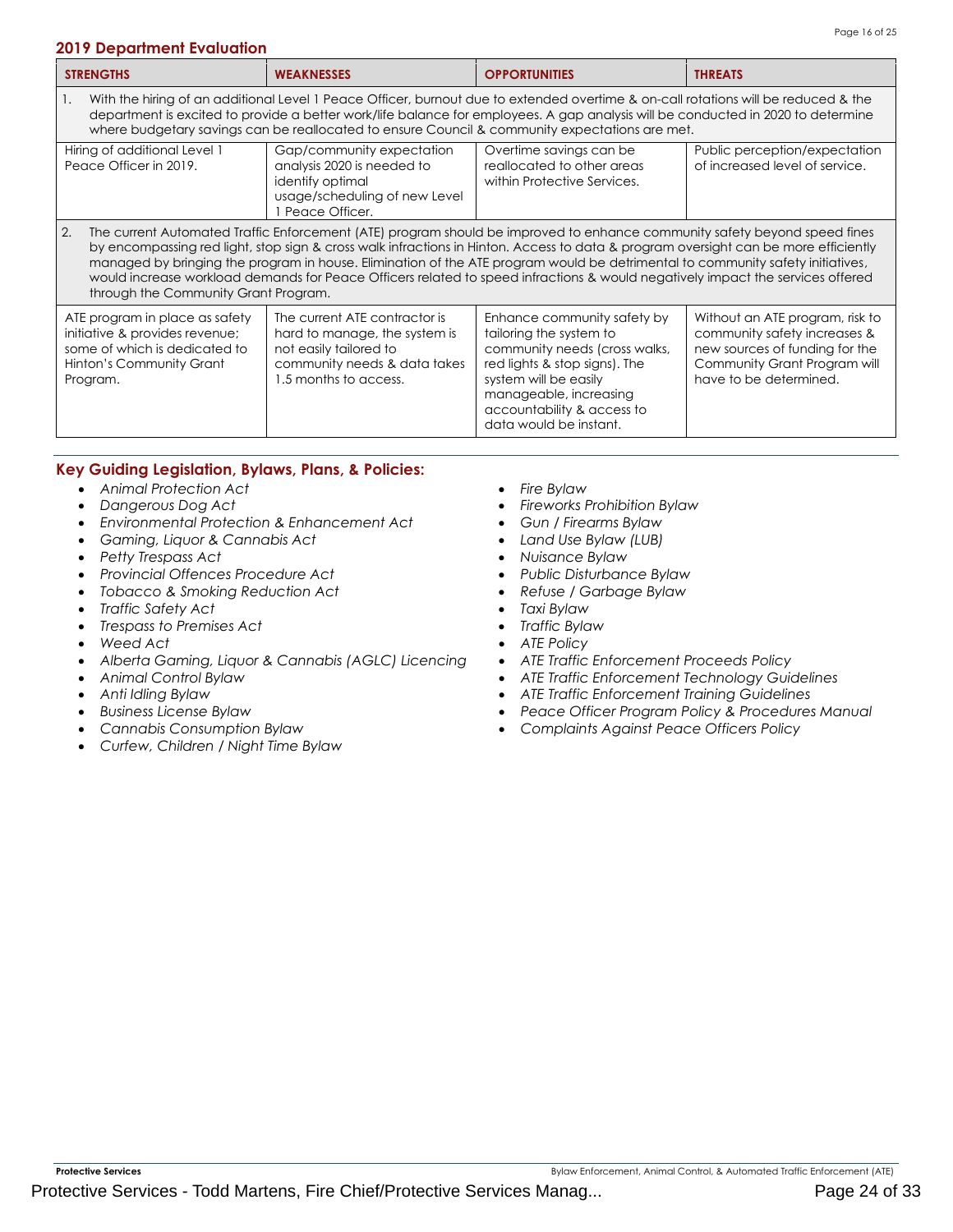## 2019 Department Evaluation

| STRENGTHS | WEAKNESSES | OPPORTUNITIES | THREATS |
|---|---|---|---|
| 1. With the hiring of an additional Level 1 Peace Officer, burnout due to extended overtime & on-call rotations will be reduced & the department is excited to provide a better work/life balance for employees. A gap analysis will be conducted in 2020 to determine where budgetary savings can be reallocated to ensure Council & community expectations are met. | | | |
| Hiring of additional Level 1 Peace Officer in 2019. | Gap/community expectation analysis 2020 is needed to identify optimal usage/scheduling of new Level 1 Peace Officer. | Overtime savings can be reallocated to other areas within Protective Services. | Public perception/expectation of increased level of service. |
| 2. The current Automated Traffic Enforcement (ATE) program should be improved to enhance community safety beyond speed fines by encompassing red light, stop sign & cross walk infractions in Hinton. Access to data & program oversight can be more efficiently managed by bringing the program in house. Elimination of the ATE program would be detrimental to community safety initiatives, would increase workload demands for Peace Officers related to speed infractions & would negatively impact the services offered through the Community Grant Program. | | | |
| ATE program in place as safety initiative & provides revenue; some of which is dedicated to Hinton's Community Grant Program. | The current ATE contractor is hard to manage, the system is not easily tailored to community needs & data takes 1.5 months to access. | Enhance community safety by tailoring the system to community needs (cross walks, red lights & stop signs). The system will be easily manageable, increasing accountability & access to data would be instant. | Without an ATE program, risk to community safety increases & new sources of funding for the Community Grant Program will have to be determined. |

### Key Guiding Legislation, Bylaws, Plans, & Policies:

- *Animal Protection Act*
- *Dangerous Dog Act*
- *Environmental Protection & Enhancement Act*
- *Gaming, Liquor & Cannabis Act*
- *Petty Trespass Act*
- *Provincial Offences Procedure Act*
- *Tobacco & Smoking Reduction Act*
- *Traffic Safety Act*
- *Trespass to Premises Act*
- *Weed Act*
- *Alberta Gaming, Liquor & Cannabis (AGLC) Licencing*
- *Animal Control Bylaw*
- *Anti Idling Bylaw*
- *Business License Bylaw*
- *Cannabis Consumption Bylaw*
- *Curfew, Children / Night Time Bylaw*
- *Fire Bylaw*
- *Fireworks Prohibition Bylaw*
- *Gun / Firearms Bylaw*
- *Land Use Bylaw (LUB)*
- *Nuisance Bylaw*
- *Public Disturbance Bylaw*
- *Refuse / Garbage Bylaw*
- *Taxi Bylaw*
- *Traffic Bylaw*
- *ATE Policy*
- *ATE Traffic Enforcement Proceeds Policy*
- *ATE Traffic Enforcement Technology Guidelines*
- *ATE Traffic Enforcement Training Guidelines*
- *Peace Officer Program Policy & Procedures Manual*
- *Complaints Against Peace Officers Policy*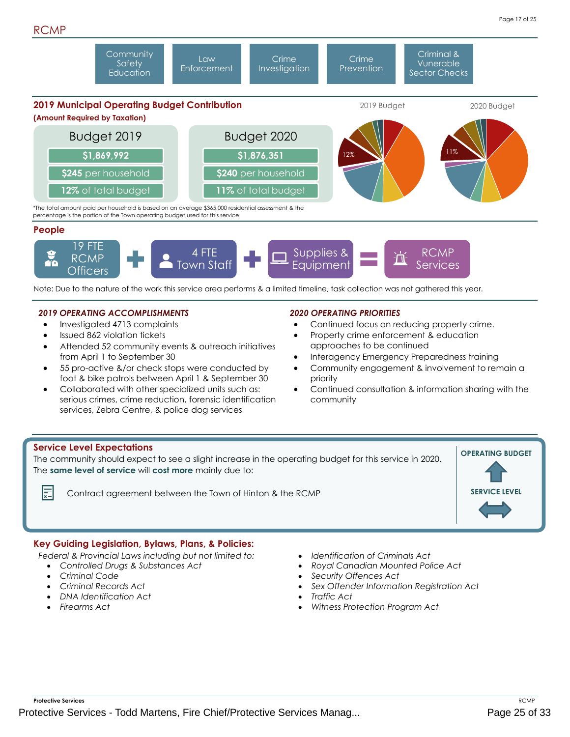## RCMP

Community Safety Education | Law Enforcement | Crime Investigation | Crime Prevention | Criminal & Vunerable Sector Checks

### 2019 Municipal Operating Budget Contribution

**(Amount Required by Taxation)**

| Budget 2019 | Budget 2020 |
|---|---|
| **$1,869,992** | **$1,876,351** |
| **$245** per household | **$240** per household |
| **12%** of total budget | **11%** of total budget |

2019 Budget: 12%

2020 Budget: 11%

*The total amount paid per household is based on an average $365,000 residential assessment & the percentage is the portion of the Town operating budget used for this service

### People

19 FTE RCMP Officers + 4 FTE Town Staff + Supplies & Equipment = RCMP Services

Note: Due to the nature of the work this service area performs & a limited timeline, task collection was not gathered this year.

### *2019 OPERATING ACCOMPLISHMENTS*

- Investigated 4713 complaints
- Issued 862 violation tickets
- Attended 52 community events & outreach initiatives from April 1 to September 30
- 55 pro-active &/or check stops were conducted by foot & bike patrols between April 1 & September 30
- Collaborated with other specialized units such as: serious crimes, crime reduction, forensic identification services, Zebra Centre, & police dog services

### *2020 OPERATING PRIORITIES*

- Continued focus on reducing property crime.
- Property crime enforcement & education approaches to be continued
- Interagency Emergency Preparedness training
- Community engagement & involvement to remain a priority
- Continued consultation & information sharing with the community

### Service Level Expectations

The community should expect to see a slight increase in the operating budget for this service in 2020. The **same level of service** will **cost more** mainly due to:

- Contract agreement between the Town of Hinton & the RCMP

**OPERATING BUDGET** ↑

**SERVICE LEVEL** ↔

### Key Guiding Legislation, Bylaws, Plans, & Policies:

*Federal & Provincial Laws including but not limited to:*

- *Controlled Drugs & Substances Act*
- *Criminal Code*
- *Criminal Records Act*
- *DNA Identification Act*
- *Firearms Act*
- *Identification of Criminals Act*
- *Royal Canadian Mounted Police Act*
- *Security Offences Act*
- *Sex Offender Information Registration Act*
- *Traffic Act*
- *Witness Protection Program Act*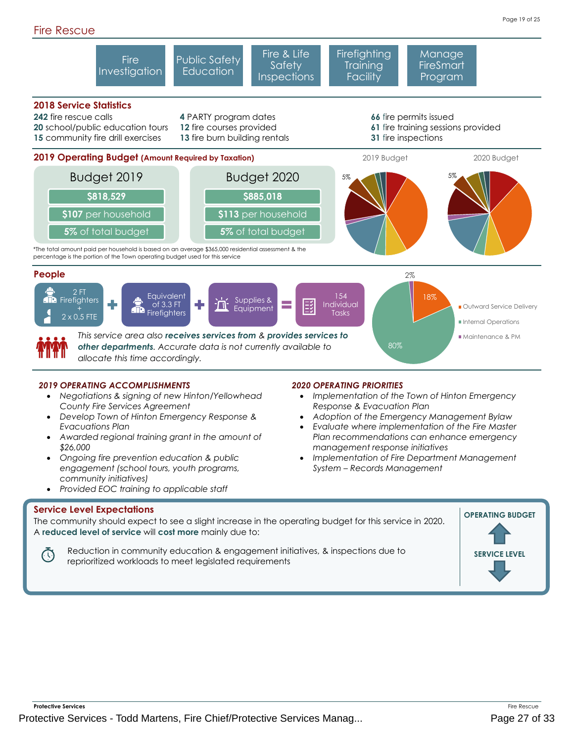## Fire Rescue

Fire Investigation | Public Safety Education | Fire & Life Safety Inspections | Firefighting Training Facility | Manage FireSmart Program

### 2018 Service Statistics

**242** fire rescue calls
**20** school/public education tours
**15** community fire drill exercises
**4** PARTY program dates
**12** fire courses provided
**13** fire burn building rentals
**66** fire permits issued
**61** fire training sessions provided
**31** fire inspections

### 2019 Operating Budget (Amount Required by Taxation)

| Budget 2019 | Budget 2020 |
|---|---|
| $818,529 | $885,018 |
| $107 per household | $113 per household |
| 5% of total budget | 5% of total budget |

2019 Budget: 5%
2020 Budget: 5%

*The total amount paid per household is based on an average $365,000 residential assessment & the percentage is the portion of the Town operating budget used for this service

### People

2 FT Firefighters + 2 x 0.5 FTE + Equivalent of 3.3 FT Firefighters + Supplies & Equipment = 154 Individual Tasks

*This service area also **receives services from** & **provides services to other departments**. Accurate data is not currently available to allocate this time accordingly.*

- Outward Service Delivery: 18%
- Internal Operations: 80%
- Maintenance & PM: 2%

### *2019 OPERATING ACCOMPLISHMENTS*

- *Negotiations & signing of new Hinton/Yellowhead County Fire Services Agreement*
- *Develop Town of Hinton Emergency Response & Evacuations Plan*
- *Awarded regional training grant in the amount of $26,000*
- *Ongoing fire prevention education & public engagement (school tours, youth programs, community initiatives)*
- *Provided EOC training to applicable staff*

### *2020 OPERATING PRIORITIES*

- *Implementation of the Town of Hinton Emergency Response & Evacuation Plan*
- *Adoption of the Emergency Management Bylaw*
- *Evaluate where implementation of the Fire Master Plan recommendations can enhance emergency management response initiatives*
- *Implementation of Fire Department Management System – Records Management*

### Service Level Expectations

The community should expect to see a slight increase in the operating budget for this service in 2020. A **reduced level of service** will **cost more** mainly due to:

- Reduction in community education & engagement initiatives, & inspections due to reprioritized workloads to meet legislated requirements

**OPERATING BUDGET** ↑

**SERVICE LEVEL** ↓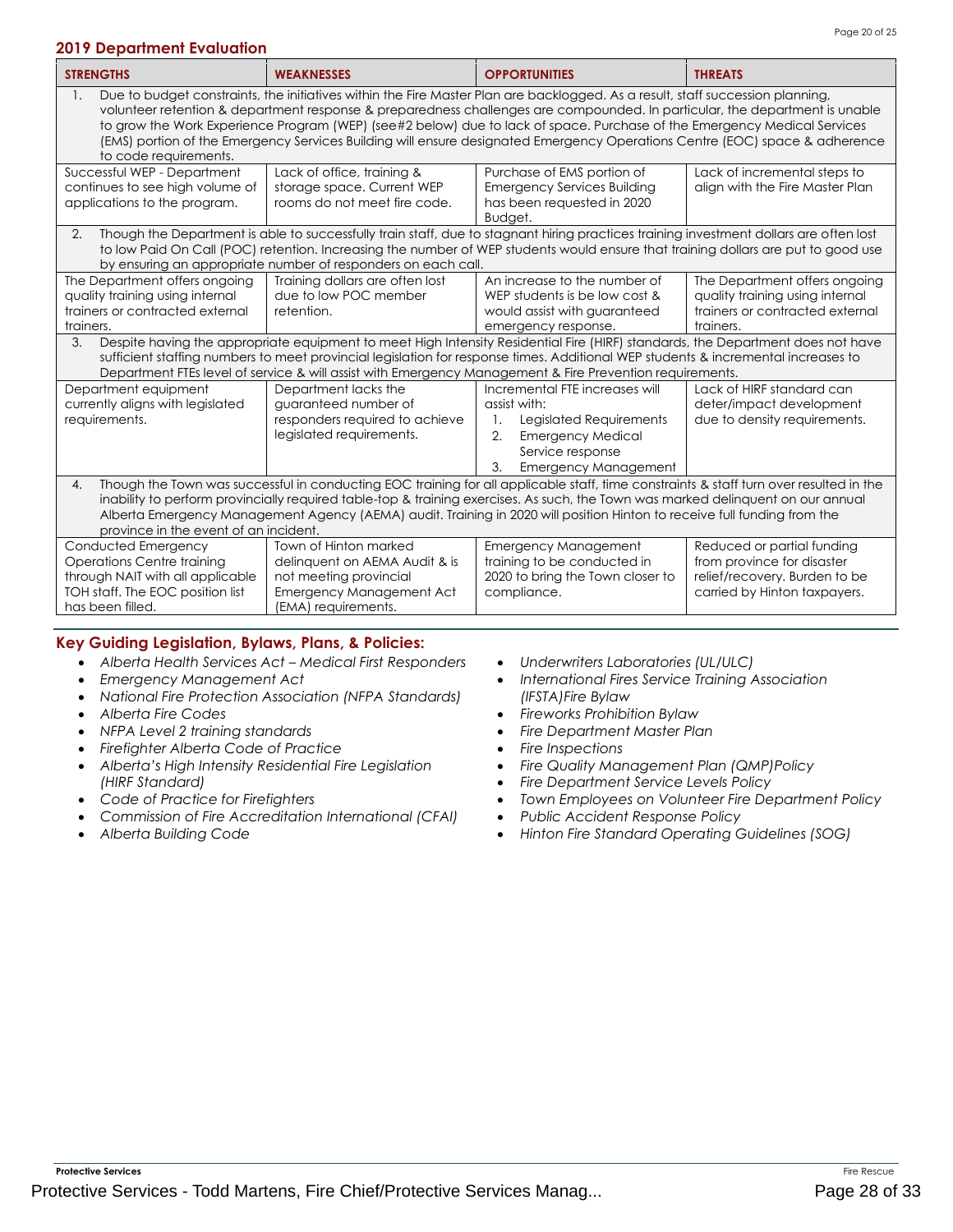## 2019 Department Evaluation

| STRENGTHS | WEAKNESSES | OPPORTUNITIES | THREATS |
|---|---|---|---|
| 1. Due to budget constraints, the initiatives within the Fire Master Plan are backlogged. As a result, staff succession planning, volunteer retention & department response & preparedness challenges are compounded. In particular, the department is unable to grow the Work Experience Program (WEP) (see#2 below) due to lack of space. Purchase of the Emergency Medical Services (EMS) portion of the Emergency Services Building will ensure designated Emergency Operations Centre (EOC) space & adherence to code requirements. | | | |
| Successful WEP - Department continues to see high volume of applications to the program. | Lack of office, training & storage space. Current WEP rooms do not meet fire code. | Purchase of EMS portion of Emergency Services Building has been requested in 2020 Budget. | Lack of incremental steps to align with the Fire Master Plan |
| 2. Though the Department is able to successfully train staff, due to stagnant hiring practices training investment dollars are often lost to low Paid On Call (POC) retention. Increasing the number of WEP students would ensure that training dollars are put to good use by ensuring an appropriate number of responders on each call. | | | |
| The Department offers ongoing quality training using internal trainers or contracted external trainers. | Training dollars are often lost due to low POC member retention. | An increase to the number of WEP students is be low cost & would assist with guaranteed emergency response. | The Department offers ongoing quality training using internal trainers or contracted external trainers. |
| 3. Despite having the appropriate equipment to meet High Intensity Residential Fire (HIRF) standards, the Department does not have sufficient staffing numbers to meet provincial legislation for response times. Additional WEP students & incremental increases to Department FTEs level of service & will assist with Emergency Management & Fire Prevention requirements. | | | |
| Department equipment currently aligns with legislated requirements. | Department lacks the guaranteed number of responders required to achieve legislated requirements. | Incremental FTE increases will assist with: 1. Legislated Requirements 2. Emergency Medical Service response 3. Emergency Management | Lack of HIRF standard can deter/impact development due to density requirements. |
| 4. Though the Town was successful in conducting EOC training for all applicable staff, time constraints & staff turn over resulted in the inability to perform provincially required table-top & training exercises. As such, the Town was marked delinquent on our annual Alberta Emergency Management Agency (AEMA) audit. Training in 2020 will position Hinton to receive full funding from the province in the event of an incident. | | | |
| Conducted Emergency Operations Centre training through NAIT with all applicable TOH staff. The EOC position list has been filled. | Town of Hinton marked delinquent on AEMA Audit & is not meeting provincial Emergency Management Act (EMA) requirements. | Emergency Management training to be conducted in 2020 to bring the Town closer to compliance. | Reduced or partial funding from province for disaster relief/recovery. Burden to be carried by Hinton taxpayers. |

### Key Guiding Legislation, Bylaws, Plans, & Policies:

- *Alberta Health Services Act – Medical First Responders*
- *Emergency Management Act*
- *National Fire Protection Association (NFPA Standards)*
- *Alberta Fire Codes*
- *NFPA Level 2 training standards*
- *Firefighter Alberta Code of Practice*
- *Alberta's High Intensity Residential Fire Legislation (HIRF Standard)*
- *Code of Practice for Firefighters*
- *Commission of Fire Accreditation International (CFAI)*
- *Alberta Building Code*
- *Underwriters Laboratories (UL/ULC)*
- *International Fires Service Training Association (IFSTA)Fire Bylaw*
- *Fireworks Prohibition Bylaw*
- *Fire Department Master Plan*
- *Fire Inspections*
- *Fire Quality Management Plan (QMP)Policy*
- *Fire Department Service Levels Policy*
- *Town Employees on Volunteer Fire Department Policy*
- *Public Accident Response Policy*
- *Hinton Fire Standard Operating Guidelines (SOG)*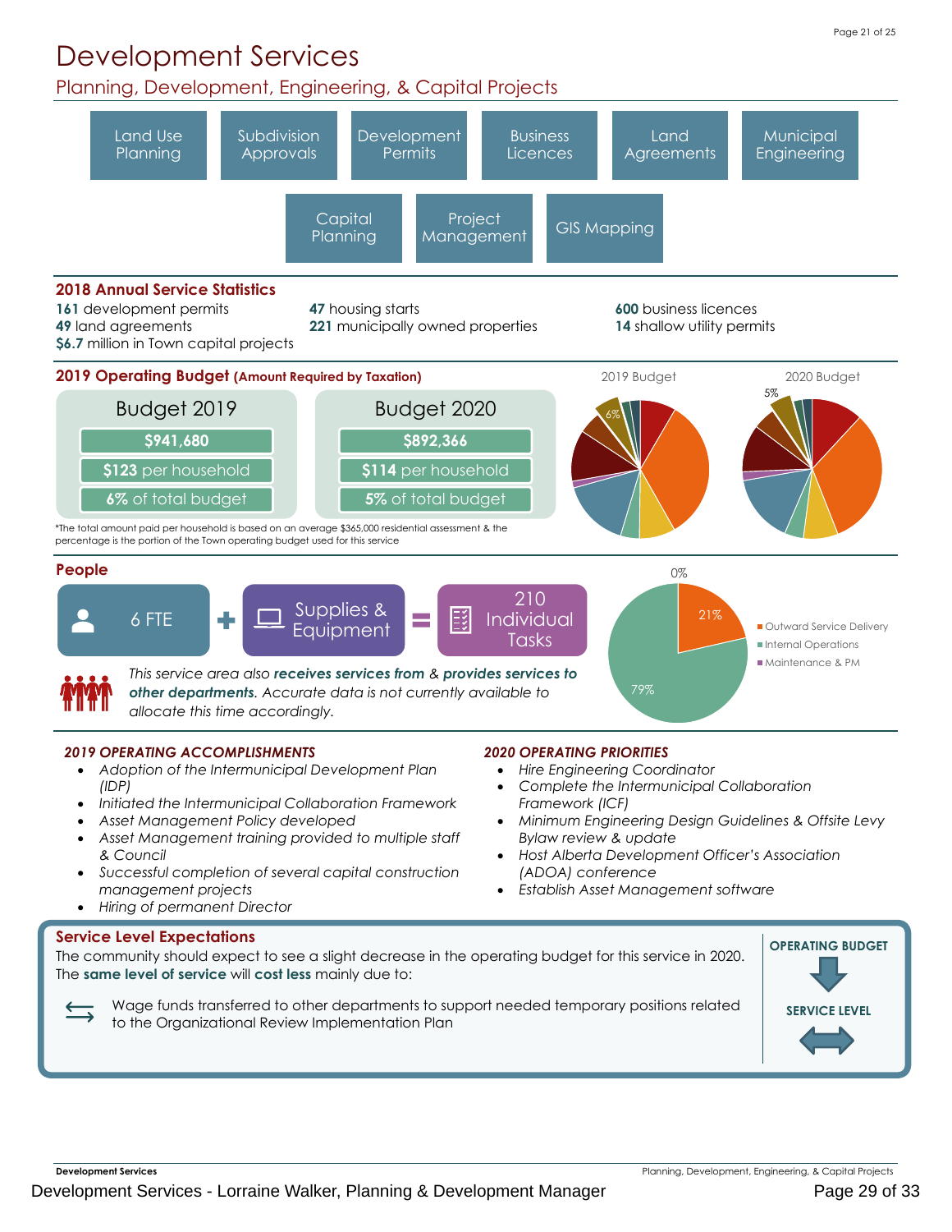# Development Services

## Planning, Development, Engineering, & Capital Projects

Land Use Planning | Subdivision Approvals | Development Permits | Business Licences | Land Agreements | Municipal Engineering | Capital Planning | Project Management | GIS Mapping

### 2018 Annual Service Statistics

**161** development permits
**49** land agreements
**$6.7** million in Town capital projects
**47** housing starts
**221** municipally owned properties
**600** business licences
**14** shallow utility permits

### 2019 Operating Budget (Amount Required by Taxation)

| Budget 2019 | Budget 2020 |
|---|---|
| **$941,680** | **$892,366** |
| **$123** per household | **$114** per household |
| **6%** of total budget | **5%** of total budget |

*The total amount paid per household is based on an average $365,000 residential assessment & the percentage is the portion of the Town operating budget used for this service

2019 Budget: 6%
2020 Budget: 5%

### People

6 FTE + Supplies & Equipment = 210 Individual Tasks

*This service area also **receives services from** & **provides services to other departments**. Accurate data is not currently available to allocate this time accordingly.*

- Outward Service Delivery: 21%
- Internal Operations: 79%
- Maintenance & PM: 0%

### *2019 OPERATING ACCOMPLISHMENTS*

- *Adoption of the Intermunicipal Development Plan (IDP)*
- *Initiated the Intermunicipal Collaboration Framework*
- *Asset Management Policy developed*
- *Asset Management training provided to multiple staff & Council*
- *Successful completion of several capital construction management projects*
- *Hiring of permanent Director*

### *2020 OPERATING PRIORITIES*

- *Hire Engineering Coordinator*
- *Complete the Intermunicipal Collaboration Framework (ICF)*
- *Minimum Engineering Design Guidelines & Offsite Levy Bylaw review & update*
- *Host Alberta Development Officer's Association (ADOA) conference*
- *Establish Asset Management software*

### Service Level Expectations

The community should expect to see a slight decrease in the operating budget for this service in 2020. The **same level of service** will **cost less** mainly due to:

- Wage funds transferred to other departments to support needed temporary positions related to the Organizational Review Implementation Plan

**OPERATING BUDGET** ↓
**SERVICE LEVEL** ↔

Development Services - Lorraine Walker, Planning & Development Manager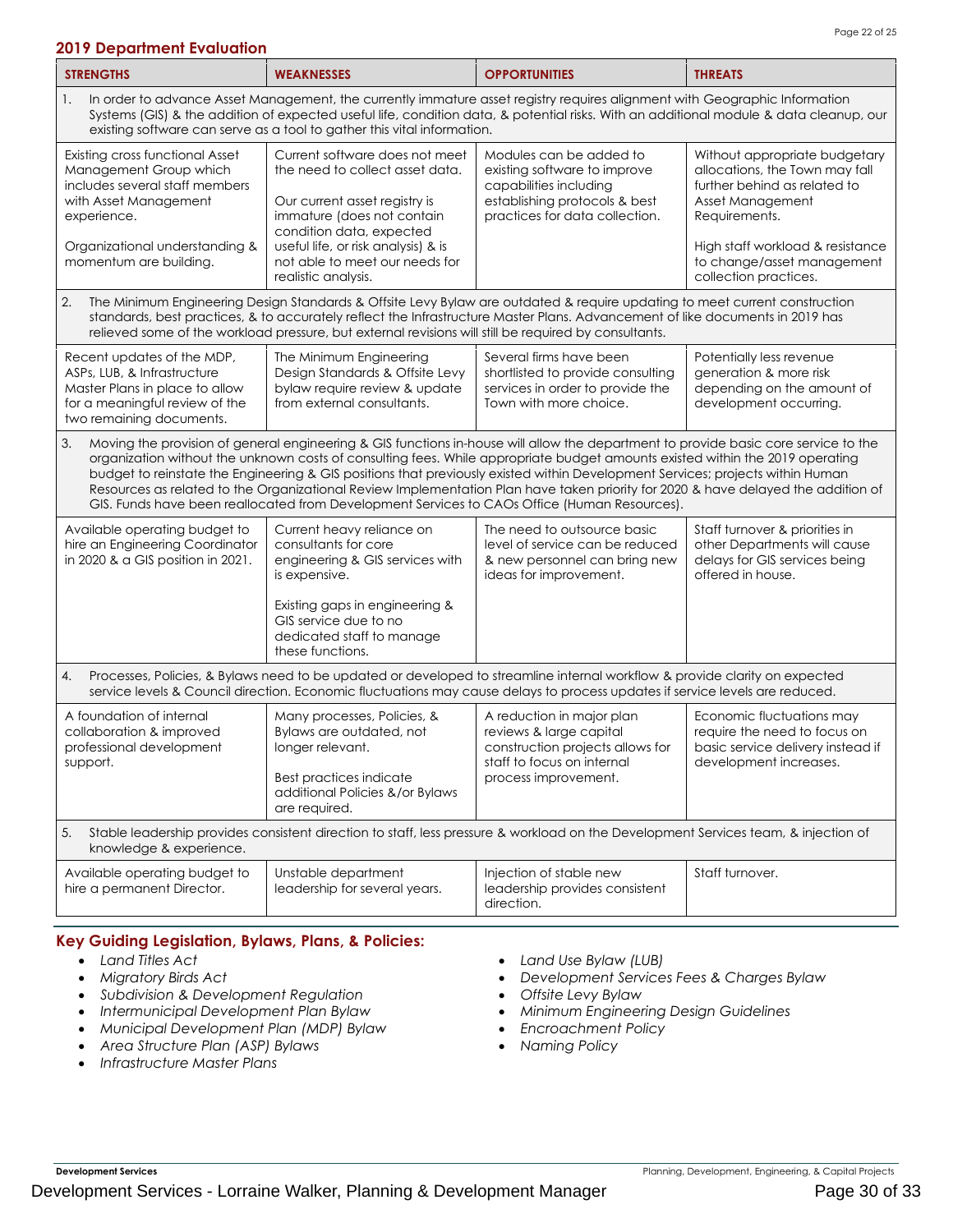## 2019 Department Evaluation

| STRENGTHS | WEAKNESSES | OPPORTUNITIES | THREATS |
|---|---|---|---|
| 1. In order to advance Asset Management, the currently immature asset registry requires alignment with Geographic Information Systems (GIS) & the addition of expected useful life, condition data, & potential risks. With an additional module & data cleanup, our existing software can serve as a tool to gather this vital information. | | | |
| Existing cross functional Asset Management Group which includes several staff members with Asset Management experience.<br><br>Organizational understanding & momentum are building. | Current software does not meet the need to collect asset data.<br><br>Our current asset registry is immature (does not contain condition data, expected useful life, or risk analysis) & is not able to meet our needs for realistic analysis. | Modules can be added to existing software to improve capabilities including establishing protocols & best practices for data collection. | Without appropriate budgetary allocations, the Town may fall further behind as related to Asset Management Requirements.<br><br>High staff workload & resistance to change/asset management collection practices. |
| 2. The Minimum Engineering Design Standards & Offsite Levy Bylaw are outdated & require updating to meet current construction standards, best practices, & to accurately reflect the Infrastructure Master Plans. Advancement of like documents in 2019 has relieved some of the workload pressure, but external revisions will still be required by consultants. | | | |
| Recent updates of the MDP, ASPs, LUB, & Infrastructure Master Plans in place to allow for a meaningful review of the two remaining documents. | The Minimum Engineering Design Standards & Offsite Levy bylaw require review & update from external consultants. | Several firms have been shortlisted to provide consulting services in order to provide the Town with more choice. | Potentially less revenue generation & more risk depending on the amount of development occurring. |
| 3. Moving the provision of general engineering & GIS functions in-house will allow the department to provide basic core service to the organization without the unknown costs of consulting fees. While appropriate budget amounts existed within the 2019 operating budget to reinstate the Engineering & GIS positions that previously existed within Development Services; projects within Human Resources as related to the Organizational Review Implementation Plan have taken priority for 2020 & have delayed the addition of GIS. Funds have been reallocated from Development Services to CAOs Office (Human Resources). | | | |
| Available operating budget to hire an Engineering Coordinator in 2020 & a GIS position in 2021. | Current heavy reliance on consultants for core engineering & GIS services with is expensive.<br><br>Existing gaps in engineering & GIS service due to no dedicated staff to manage these functions. | The need to outsource basic level of service can be reduced & new personnel can bring new ideas for improvement. | Staff turnover & priorities in other Departments will cause delays for GIS services being offered in house. |
| 4. Processes, Policies, & Bylaws need to be updated or developed to streamline internal workflow & provide clarity on expected service levels & Council direction. Economic fluctuations may cause delays to process updates if service levels are reduced. | | | |
| A foundation of internal collaboration & improved professional development support. | Many processes, Policies, & Bylaws are outdated, not longer relevant.<br><br>Best practices indicate additional Policies &/or Bylaws are required. | A reduction in major plan reviews & large capital construction projects allows for staff to focus on internal process improvement. | Economic fluctuations may require the need to focus on basic service delivery instead if development increases. |
| 5. Stable leadership provides consistent direction to staff, less pressure & workload on the Development Services team, & injection of knowledge & experience. | | | |
| Available operating budget to hire a permanent Director. | Unstable department leadership for several years. | Injection of stable new leadership provides consistent direction. | Staff turnover. |

## Key Guiding Legislation, Bylaws, Plans, & Policies:

- *Land Titles Act*
- *Migratory Birds Act*
- *Subdivision & Development Regulation*
- *Intermunicipal Development Plan Bylaw*
- *Municipal Development Plan (MDP) Bylaw*
- *Area Structure Plan (ASP) Bylaws*
- *Infrastructure Master Plans*
- *Land Use Bylaw (LUB)*
- *Development Services Fees & Charges Bylaw*
- *Offsite Levy Bylaw*
- *Minimum Engineering Design Guidelines*
- *Encroachment Policy*
- *Naming Policy*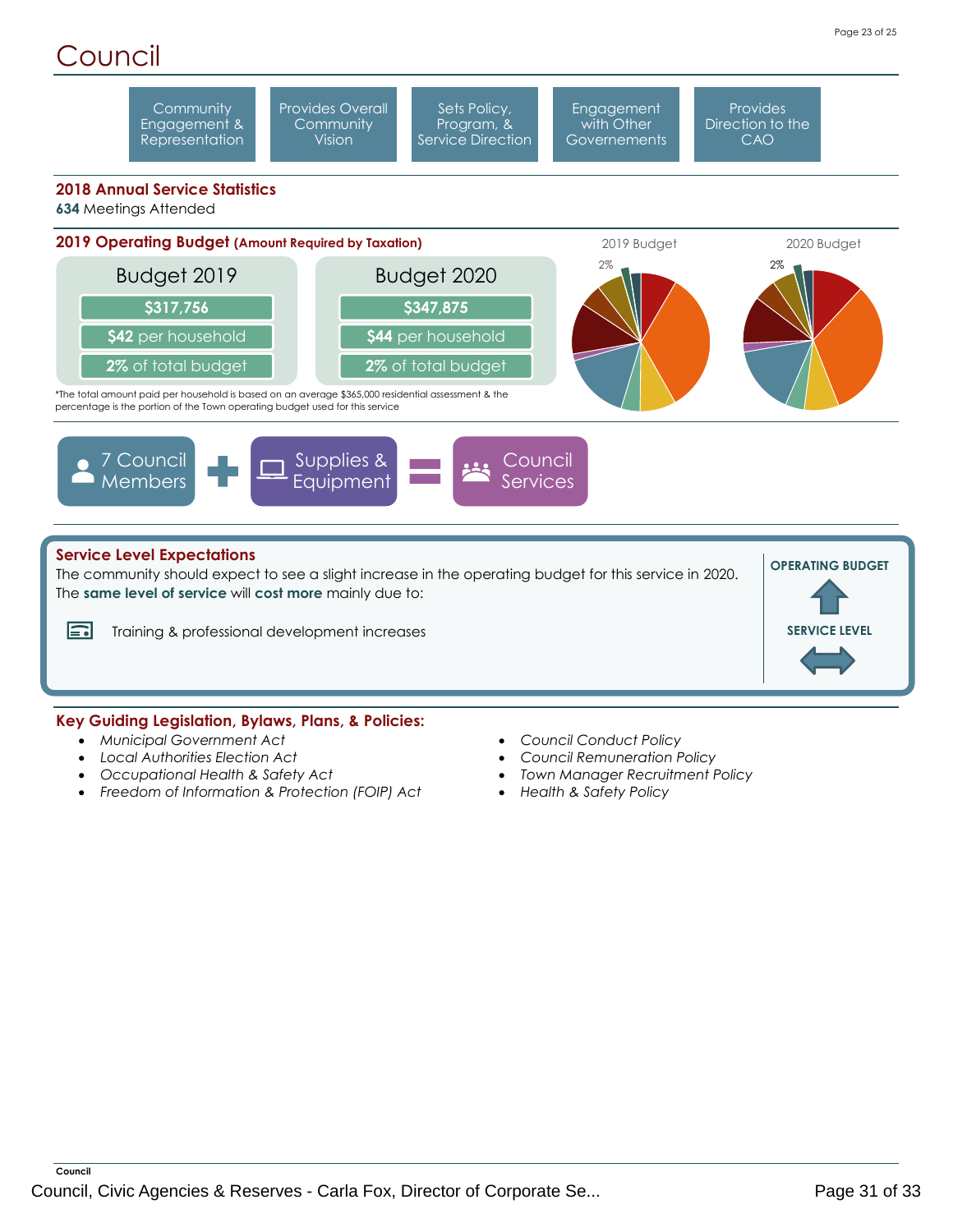# Council

Community Engagement & Representation | Provides Overall Community Vision | Sets Policy, Program, & Service Direction | Engagement with Other Governements | Provides Direction to the CAO

## 2018 Annual Service Statistics

**634** Meetings Attended

## 2019 Operating Budget (Amount Required by Taxation)

| Budget 2019 | Budget 2020 |
|---|---|
| $317,756 | $347,875 |
| $42 per household | $44 per household |
| 2% of total budget | 2% of total budget |

*The total amount paid per household is based on an average $365,000 residential assessment & the percentage is the portion of the Town operating budget used for this service

2019 Budget — 2%

2020 Budget — 2%

7 Council Members + Supplies & Equipment = Council Services

## Service Level Expectations

The community should expect to see a slight increase in the operating budget for this service in 2020. The **same level of service** will **cost more** mainly due to:

- Training & professional development increases

**OPERATING BUDGET** ↑

**SERVICE LEVEL** ↔

## Key Guiding Legislation, Bylaws, Plans, & Policies:

- *Municipal Government Act*
- *Local Authorities Election Act*
- *Occupational Health & Safety Act*
- *Freedom of Information & Protection (FOIP) Act*
- *Council Conduct Policy*
- *Council Remuneration Policy*
- *Town Manager Recruitment Policy*
- *Health & Safety Policy*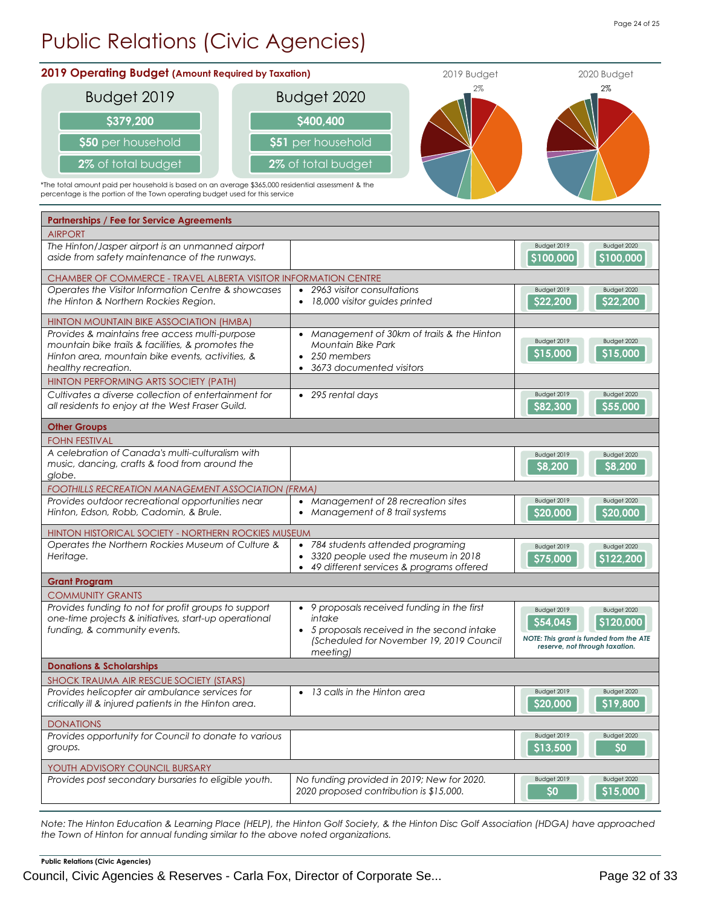# Public Relations (Civic Agencies)

## 2019 Operating Budget (Amount Required by Taxation)

| Budget 2019 | Budget 2020 |
|---|---|
| $379,200 | $400,400 |
| $50 per household | $51 per household |
| 2% of total budget | 2% of total budget |

*The total amount paid per household is based on an average $365,000 residential assessment & the percentage is the portion of the Town operating budget used for this service

2019 Budget: 2%

2020 Budget: 2%

| Service | Statistics | Budget 2019 | Budget 2020 |
|---|---|---|---|
| **Partnerships / Fee for Service Agreements** | | | |
| AIRPORT | | | |
| *The Hinton/Jasper airport is an unmanned airport aside from safety maintenance of the runways.* | | $100,000 | $100,000 |
| CHAMBER OF COMMERCE - TRAVEL ALBERTA VISITOR INFORMATION CENTRE | | | |
| *Operates the Visitor Information Centre & showcases the Hinton & Northern Rockies Region.* | • *2963 visitor consultations*<br>• *18,000 visitor guides printed* | $22,200 | $22,200 |
| HINTON MOUNTAIN BIKE ASSOCIATION (HMBA) | | | |
| *Provides & maintains free access multi-purpose mountain bike trails & facilities, & promotes the Hinton area, mountain bike events, activities, & healthy recreation.* | • *Management of 30km of trails & the Hinton Mountain Bike Park*<br>• *250 members*<br>• *3673 documented visitors* | $15,000 | $15,000 |
| HINTON PERFORMING ARTS SOCIETY (PATH) | | | |
| *Cultivates a diverse collection of entertainment for all residents to enjoy at the West Fraser Guild.* | • *295 rental days* | $82,300 | $55,000 |
| **Other Groups** | | | |
| FOHN FESTIVAL | | | |
| *A celebration of Canada's multi-culturalism with music, dancing, crafts & food from around the globe.* | | $8,200 | $8,200 |
| *FOOTHILLS RECREATION MANAGEMENT ASSOCIATION (FRMA)* | | | |
| *Provides outdoor recreational opportunities near Hinton, Edson, Robb, Cadomin, & Brule.* | • *Management of 28 recreation sites*<br>• *Management of 8 trail systems* | $20,000 | $20,000 |
| HINTON HISTORICAL SOCIETY - NORTHERN ROCKIES MUSEUM | | | |
| *Operates the Northern Rockies Museum of Culture & Heritage.* | • *784 students attended programing*<br>• *3320 people used the museum in 2018*<br>• *49 different services & programs offered* | $75,000 | $122,200 |
| **Grant Program** | | | |
| COMMUNITY GRANTS | | | |
| *Provides funding to not for profit groups to support one-time projects & initiatives, start-up operational funding, & community events.* | • *9 proposals received funding in the first intake*<br>• *5 proposals received in the second intake (Scheduled for November 19, 2019 Council meeting)* | $54,045 | $120,000 |
| | | *NOTE: This grant is funded from the ATE reserve, not through taxation.* | |
| **Donations & Scholarships** | | | |
| SHOCK TRAUMA AIR RESCUE SOCIETY (STARS) | | | |
| *Provides helicopter air ambulance services for critically ill & injured patients in the Hinton area.* | • *13 calls in the Hinton area* | $20,000 | $19,800 |
| DONATIONS | | | |
| *Provides opportunity for Council to donate to various groups.* | | $13,500 | $0 |
| YOUTH ADVISORY COUNCIL BURSARY | | | |
| *Provides post secondary bursaries to eligible youth.* | *No funding provided in 2019; New for 2020. 2020 proposed contribution is $15,000.* | $0 | $15,000 |

*Note: The Hinton Education & Learning Place (HELP), the Hinton Golf Society, & the Hinton Disc Golf Association (HDGA) have approached the Town of Hinton for annual funding similar to the above noted organizations.*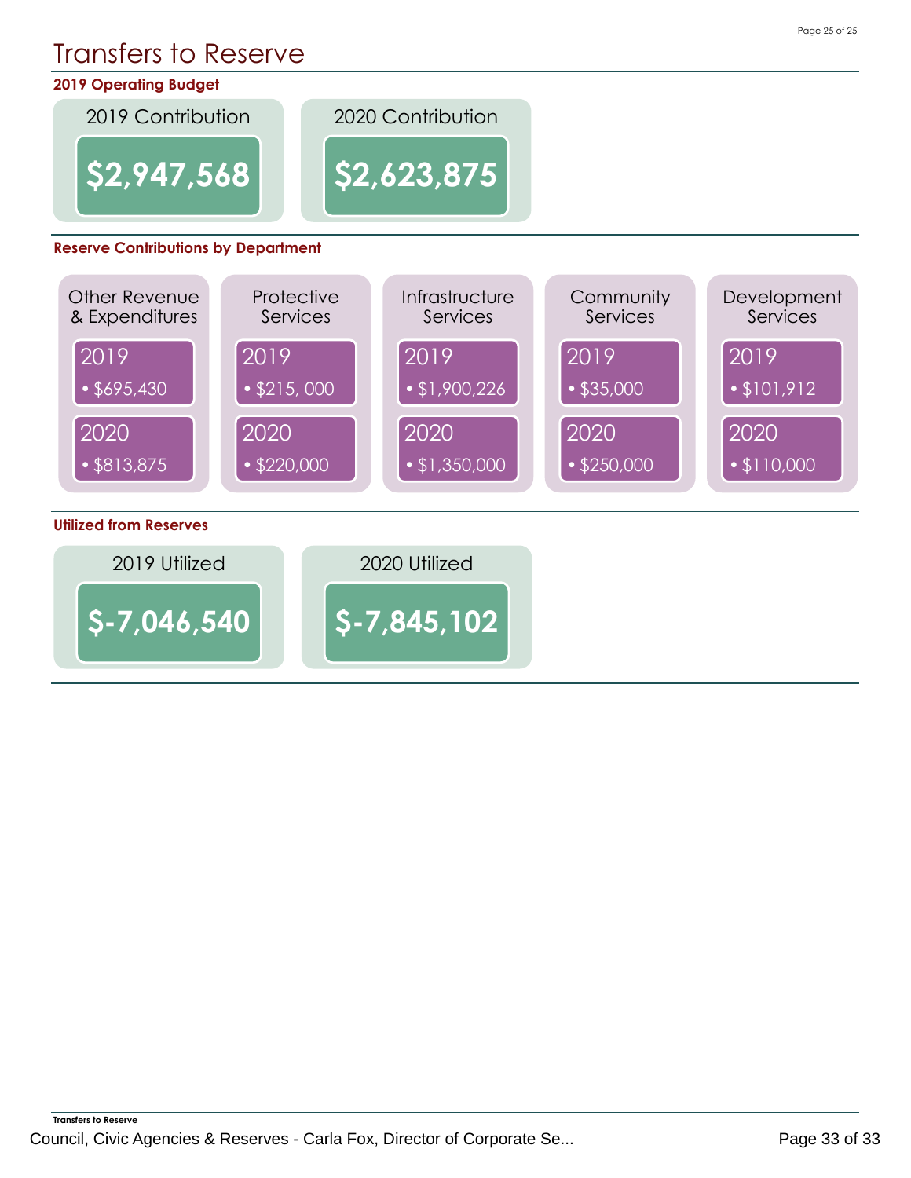# Transfers to Reserve

### 2019 Operating Budget

2019 Contribution

**$2,947,568**

2020 Contribution

**$2,623,875**

### Reserve Contributions by Department

Other Revenue & Expenditures

2019
- $695,430

2020
- $813,875

Protective Services

2019
- $215, 000

2020
- $220,000

Infrastructure Services

2019
- $1,900,226

2020
- $1,350,000

Community Services

2019
- $35,000

2020
- $250,000

Development Services

2019
- $101,912

2020
- $110,000

### Utilized from Reserves

2019 Utilized

**$-7,046,540**

2020 Utilized

**$-7,845,102**